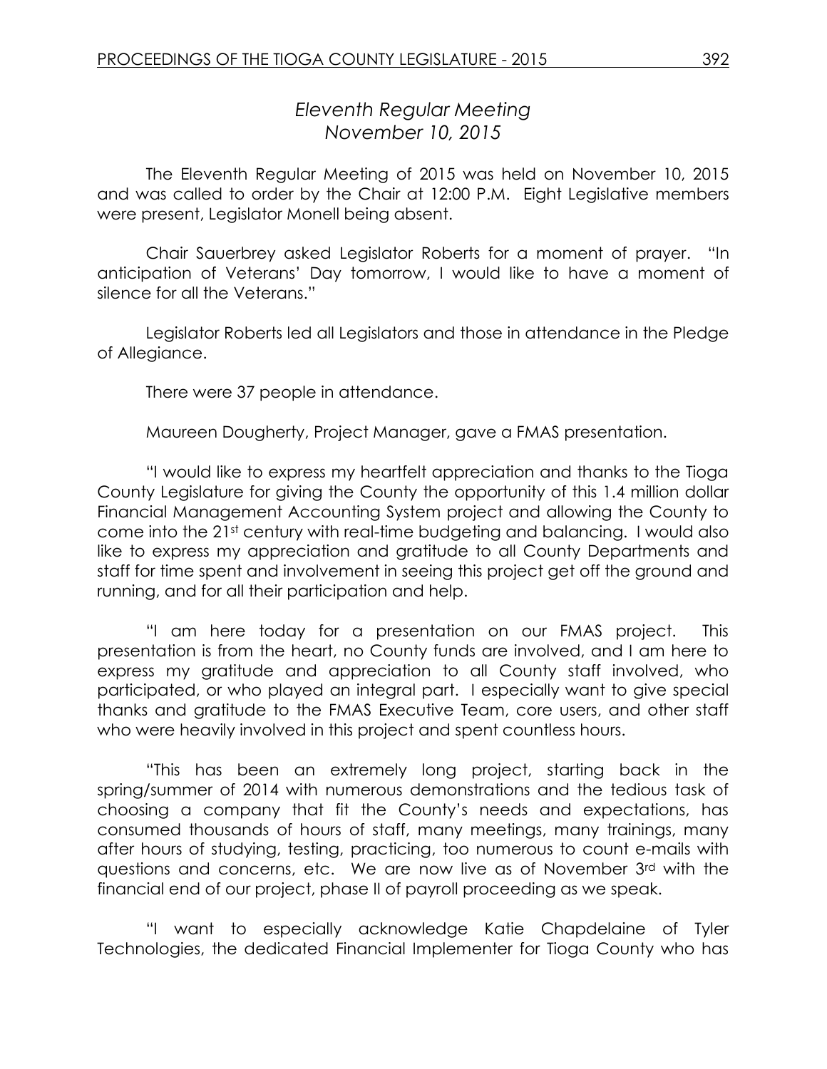# *Eleventh Regular Meeting*
## *November 10, 2015*

The Eleventh Regular Meeting of 2015 was held on November 10, 2015 and was called to order by the Chair at 12:00 P.M. Eight Legislative members were present, Legislator Monell being absent.

Chair Sauerbrey asked Legislator Roberts for a moment of prayer. "In anticipation of Veterans' Day tomorrow, I would like to have a moment of silence for all the Veterans."

Legislator Roberts led all Legislators and those in attendance in the Pledge of Allegiance.

There were 37 people in attendance.

Maureen Dougherty, Project Manager, gave a FMAS presentation.

"I would like to express my heartfelt appreciation and thanks to the Tioga County Legislature for giving the County the opportunity of this 1.4 million dollar Financial Management Accounting System project and allowing the County to come into the 21st century with real-time budgeting and balancing. I would also like to express my appreciation and gratitude to all County Departments and staff for time spent and involvement in seeing this project get off the ground and running, and for all their participation and help.

"I am here today for a presentation on our FMAS project. This presentation is from the heart, no County funds are involved, and I am here to express my gratitude and appreciation to all County staff involved, who participated, or who played an integral part. I especially want to give special thanks and gratitude to the FMAS Executive Team, core users, and other staff who were heavily involved in this project and spent countless hours.

"This has been an extremely long project, starting back in the spring/summer of 2014 with numerous demonstrations and the tedious task of choosing a company that fit the County's needs and expectations, has consumed thousands of hours of staff, many meetings, many trainings, many after hours of studying, testing, practicing, too numerous to count e-mails with questions and concerns, etc. We are now live as of November 3rd with the financial end of our project, phase II of payroll proceeding as we speak.

"I want to especially acknowledge Katie Chapdelaine of Tyler Technologies, the dedicated Financial Implementer for Tioga County who has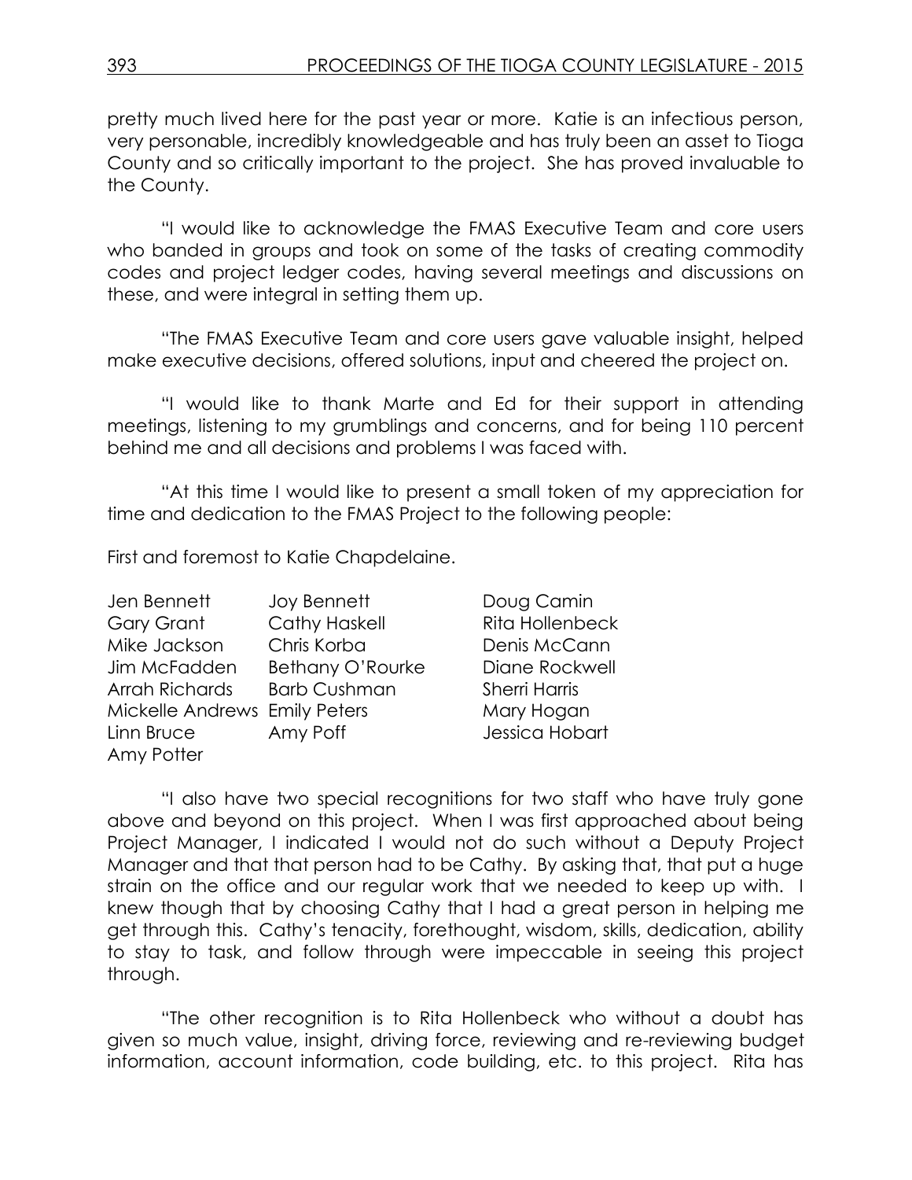pretty much lived here for the past year or more. Katie is an infectious person, very personable, incredibly knowledgeable and has truly been an asset to Tioga County and so critically important to the project. She has proved invaluable to the County.

"I would like to acknowledge the FMAS Executive Team and core users who banded in groups and took on some of the tasks of creating commodity codes and project ledger codes, having several meetings and discussions on these, and were integral in setting them up.

"The FMAS Executive Team and core users gave valuable insight, helped make executive decisions, offered solutions, input and cheered the project on.

"I would like to thank Marte and Ed for their support in attending meetings, listening to my grumblings and concerns, and for being 110 percent behind me and all decisions and problems I was faced with.

"At this time I would like to present a small token of my appreciation for time and dedication to the FMAS Project to the following people:

First and foremost to Katie Chapdelaine.

| | | |
|---|---|---|
| Jen Bennett | Joy Bennett | Doug Camin |
| Gary Grant | Cathy Haskell | Rita Hollenbeck |
| Mike Jackson | Chris Korba | Denis McCann |
| Jim McFadden | Bethany O'Rourke | Diane Rockwell |
| Arrah Richards | Barb Cushman | Sherri Harris |
| Mickelle Andrews | Emily Peters | Mary Hogan |
| Linn Bruce | Amy Poff | Jessica Hobart |
| Amy Potter | | |

"I also have two special recognitions for two staff who have truly gone above and beyond on this project. When I was first approached about being Project Manager, I indicated I would not do such without a Deputy Project Manager and that that person had to be Cathy. By asking that, that put a huge strain on the office and our regular work that we needed to keep up with. I knew though that by choosing Cathy that I had a great person in helping me get through this. Cathy's tenacity, forethought, wisdom, skills, dedication, ability to stay to task, and follow through were impeccable in seeing this project through.

"The other recognition is to Rita Hollenbeck who without a doubt has given so much value, insight, driving force, reviewing and re-reviewing budget information, account information, code building, etc. to this project. Rita has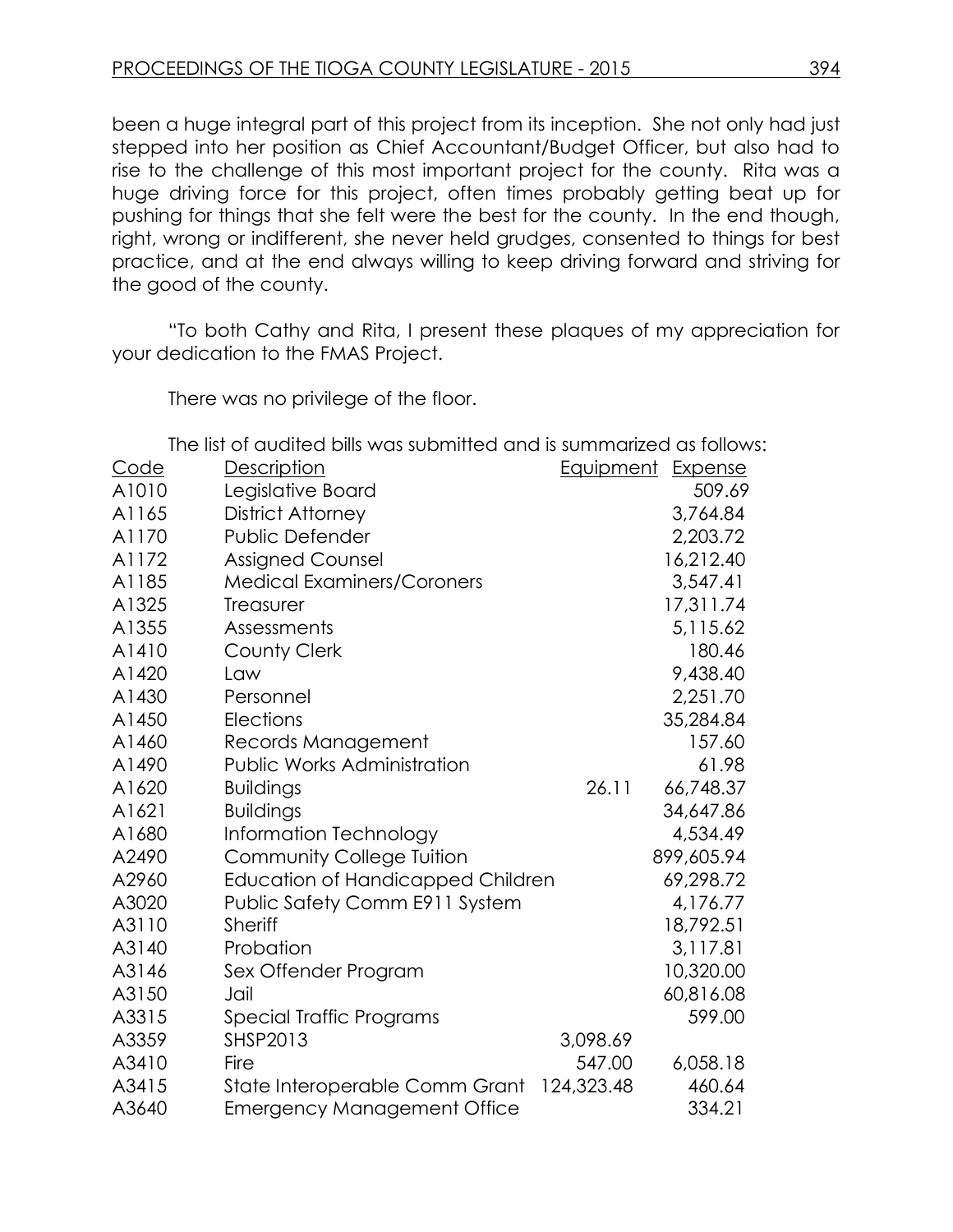been a huge integral part of this project from its inception. She not only had just stepped into her position as Chief Accountant/Budget Officer, but also had to rise to the challenge of this most important project for the county. Rita was a huge driving force for this project, often times probably getting beat up for pushing for things that she felt were the best for the county. In the end though, right, wrong or indifferent, she never held grudges, consented to things for best practice, and at the end always willing to keep driving forward and striving for the good of the county.

"To both Cathy and Rita, I present these plaques of my appreciation for your dedication to the FMAS Project.

There was no privilege of the floor.

The list of audited bills was submitted and is summarized as follows:

| Code | Description | Equipment | Expense |
|---|---|---|---|
| A1010 | Legislative Board | | 509.69 |
| A1165 | District Attorney | | 3,764.84 |
| A1170 | Public Defender | | 2,203.72 |
| A1172 | Assigned Counsel | | 16,212.40 |
| A1185 | Medical Examiners/Coroners | | 3,547.41 |
| A1325 | Treasurer | | 17,311.74 |
| A1355 | Assessments | | 5,115.62 |
| A1410 | County Clerk | | 180.46 |
| A1420 | Law | | 9,438.40 |
| A1430 | Personnel | | 2,251.70 |
| A1450 | Elections | | 35,284.84 |
| A1460 | Records Management | | 157.60 |
| A1490 | Public Works Administration | | 61.98 |
| A1620 | Buildings | 26.11 | 66,748.37 |
| A1621 | Buildings | | 34,647.86 |
| A1680 | Information Technology | | 4,534.49 |
| A2490 | Community College Tuition | | 899,605.94 |
| A2960 | Education of Handicapped Children | | 69,298.72 |
| A3020 | Public Safety Comm E911 System | | 4,176.77 |
| A3110 | Sheriff | | 18,792.51 |
| A3140 | Probation | | 3,117.81 |
| A3146 | Sex Offender Program | | 10,320.00 |
| A3150 | Jail | | 60,816.08 |
| A3315 | Special Traffic Programs | | 599.00 |
| A3359 | SHSP2013 | 3,098.69 | |
| A3410 | Fire | 547.00 | 6,058.18 |
| A3415 | State Interoperable Comm Grant | 124,323.48 | 460.64 |
| A3640 | Emergency Management Office | | 334.21 |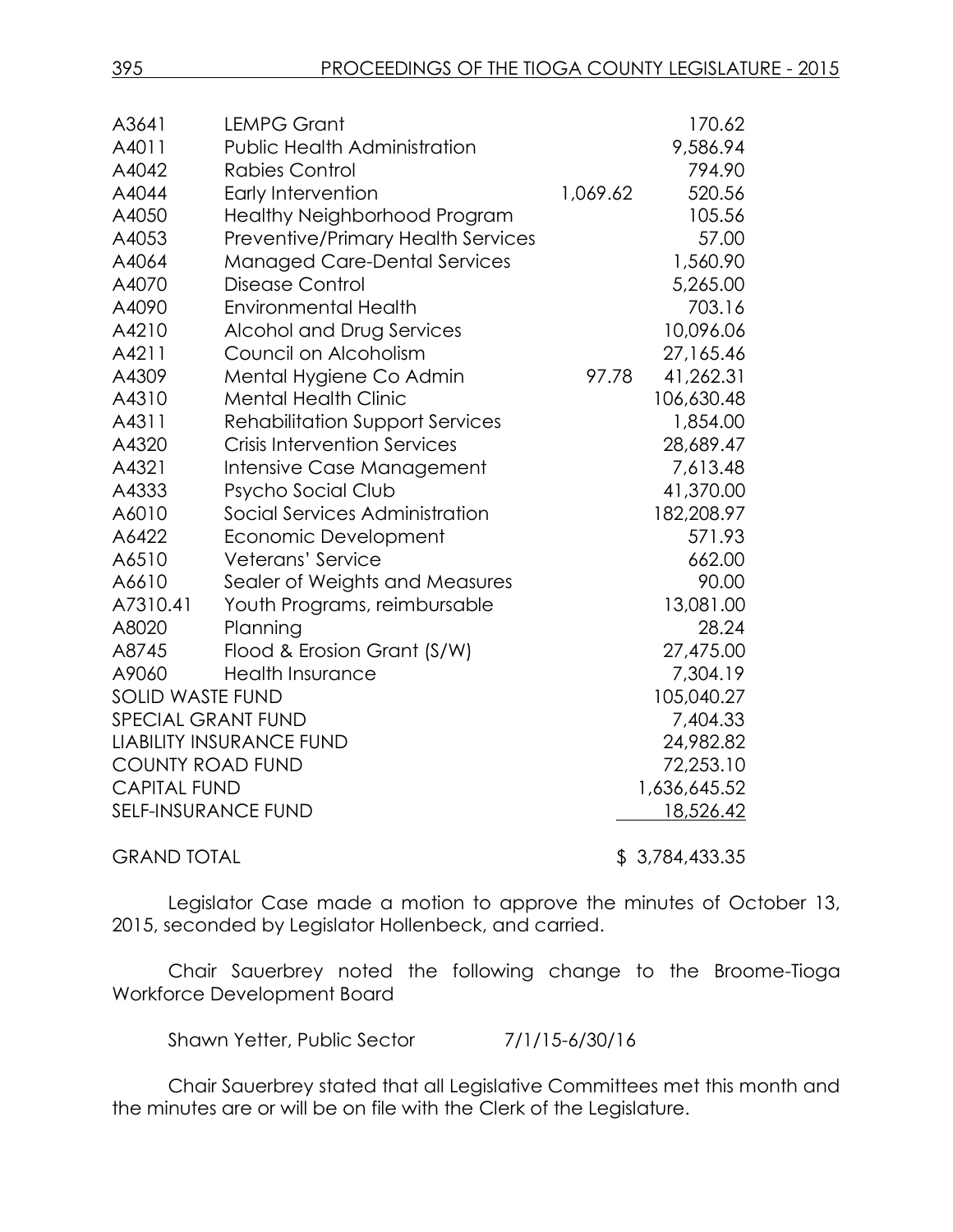| | | | |
|---|---|---|---|
| A3641 | LEMPG Grant | | 170.62 |
| A4011 | Public Health Administration | | 9,586.94 |
| A4042 | Rabies Control | | 794.90 |
| A4044 | Early Intervention | 1,069.62 | 520.56 |
| A4050 | Healthy Neighborhood Program | | 105.56 |
| A4053 | Preventive/Primary Health Services | | 57.00 |
| A4064 | Managed Care-Dental Services | | 1,560.90 |
| A4070 | Disease Control | | 5,265.00 |
| A4090 | Environmental Health | | 703.16 |
| A4210 | Alcohol and Drug Services | | 10,096.06 |
| A4211 | Council on Alcoholism | | 27,165.46 |
| A4309 | Mental Hygiene Co Admin | 97.78 | 41,262.31 |
| A4310 | Mental Health Clinic | | 106,630.48 |
| A4311 | Rehabilitation Support Services | | 1,854.00 |
| A4320 | Crisis Intervention Services | | 28,689.47 |
| A4321 | Intensive Case Management | | 7,613.48 |
| A4333 | Psycho Social Club | | 41,370.00 |
| A6010 | Social Services Administration | | 182,208.97 |
| A6422 | Economic Development | | 571.93 |
| A6510 | Veterans' Service | | 662.00 |
| A6610 | Sealer of Weights and Measures | | 90.00 |
| A7310.41 | Youth Programs, reimbursable | | 13,081.00 |
| A8020 | Planning | | 28.24 |
| A8745 | Flood & Erosion Grant (S/W) | | 27,475.00 |
| A9060 | Health Insurance | | 7,304.19 |
| SOLID WASTE FUND | | | 105,040.27 |
| SPECIAL GRANT FUND | | | 7,404.33 |
| LIABILITY INSURANCE FUND | | | 24,982.82 |
| COUNTY ROAD FUND | | | 72,253.10 |
| CAPITAL FUND | | | 1,636,645.52 |
| SELF-INSURANCE FUND | | | 18,526.42 |
| GRAND TOTAL | | | $ 3,784,433.35 |

Legislator Case made a motion to approve the minutes of October 13, 2015, seconded by Legislator Hollenbeck, and carried.

Chair Sauerbrey noted the following change to the Broome-Tioga Workforce Development Board

Shawn Yetter, Public Sector 7/1/15-6/30/16

Chair Sauerbrey stated that all Legislative Committees met this month and the minutes are or will be on file with the Clerk of the Legislature.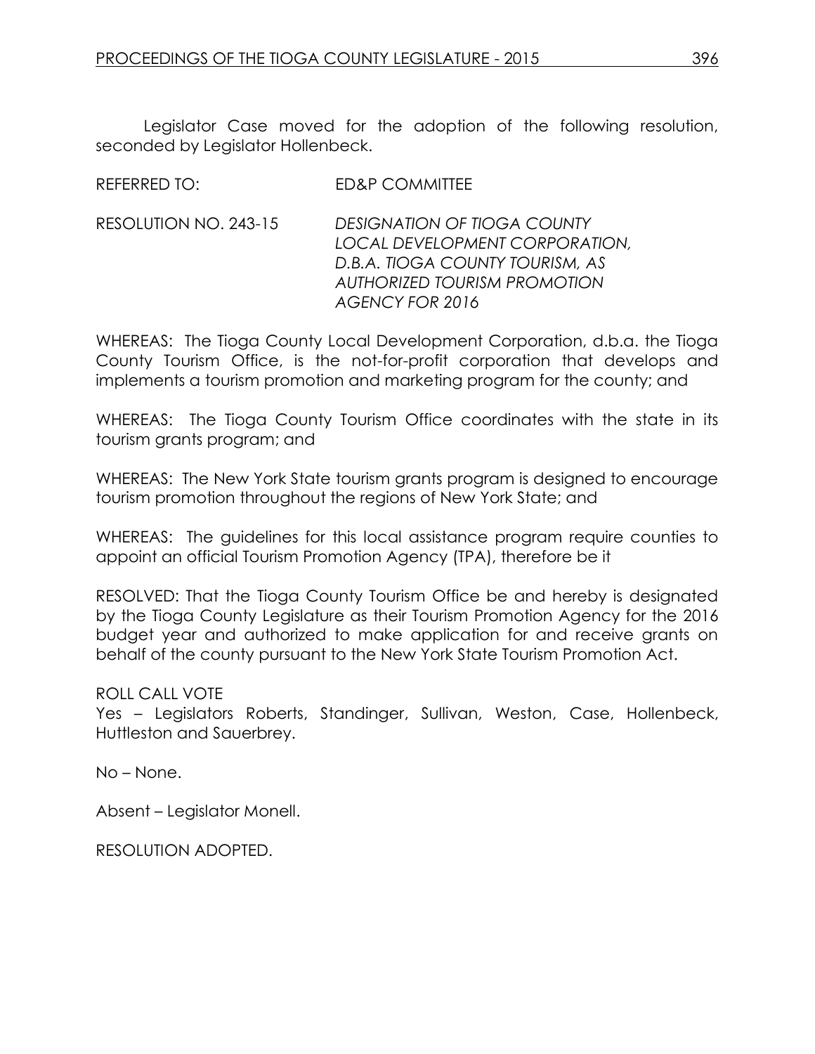Legislator Case moved for the adoption of the following resolution, seconded by Legislator Hollenbeck.

REFERRED TO: ED&P COMMITTEE

RESOLUTION NO. 243-15 *DESIGNATION OF TIOGA COUNTY LOCAL DEVELOPMENT CORPORATION, D.B.A. TIOGA COUNTY TOURISM, AS AUTHORIZED TOURISM PROMOTION AGENCY FOR 2016*

WHEREAS: The Tioga County Local Development Corporation, d.b.a. the Tioga County Tourism Office, is the not-for-profit corporation that develops and implements a tourism promotion and marketing program for the county; and

WHEREAS: The Tioga County Tourism Office coordinates with the state in its tourism grants program; and

WHEREAS: The New York State tourism grants program is designed to encourage tourism promotion throughout the regions of New York State; and

WHEREAS: The guidelines for this local assistance program require counties to appoint an official Tourism Promotion Agency (TPA), therefore be it

RESOLVED: That the Tioga County Tourism Office be and hereby is designated by the Tioga County Legislature as their Tourism Promotion Agency for the 2016 budget year and authorized to make application for and receive grants on behalf of the county pursuant to the New York State Tourism Promotion Act.

ROLL CALL VOTE

Yes – Legislators Roberts, Standinger, Sullivan, Weston, Case, Hollenbeck, Huttleston and Sauerbrey.

No – None.

Absent – Legislator Monell.

RESOLUTION ADOPTED.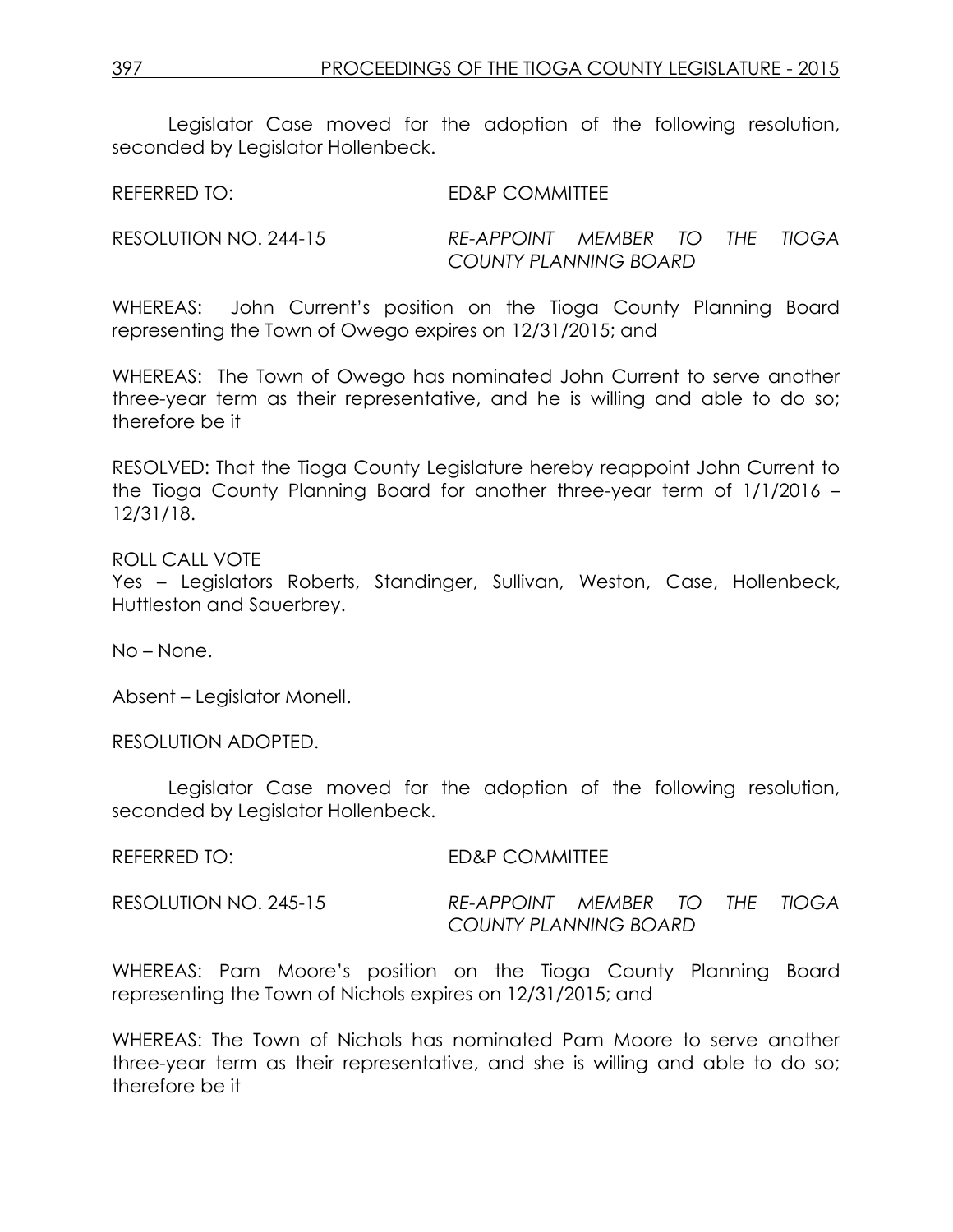Legislator Case moved for the adoption of the following resolution, seconded by Legislator Hollenbeck.

REFERRED TO: ED&P COMMITTEE

RESOLUTION NO. 244-15 *RE-APPOINT MEMBER TO THE TIOGA COUNTY PLANNING BOARD*

WHEREAS: John Current's position on the Tioga County Planning Board representing the Town of Owego expires on 12/31/2015; and

WHEREAS: The Town of Owego has nominated John Current to serve another three-year term as their representative, and he is willing and able to do so; therefore be it

RESOLVED: That the Tioga County Legislature hereby reappoint John Current to the Tioga County Planning Board for another three-year term of 1/1/2016 – 12/31/18.

ROLL CALL VOTE
Yes – Legislators Roberts, Standinger, Sullivan, Weston, Case, Hollenbeck, Huttleston and Sauerbrey.

No – None.

Absent – Legislator Monell.

RESOLUTION ADOPTED.

Legislator Case moved for the adoption of the following resolution, seconded by Legislator Hollenbeck.

REFERRED TO: ED&P COMMITTEE

RESOLUTION NO. 245-15 *RE-APPOINT MEMBER TO THE TIOGA COUNTY PLANNING BOARD*

WHEREAS: Pam Moore's position on the Tioga County Planning Board representing the Town of Nichols expires on 12/31/2015; and

WHEREAS: The Town of Nichols has nominated Pam Moore to serve another three-year term as their representative, and she is willing and able to do so; therefore be it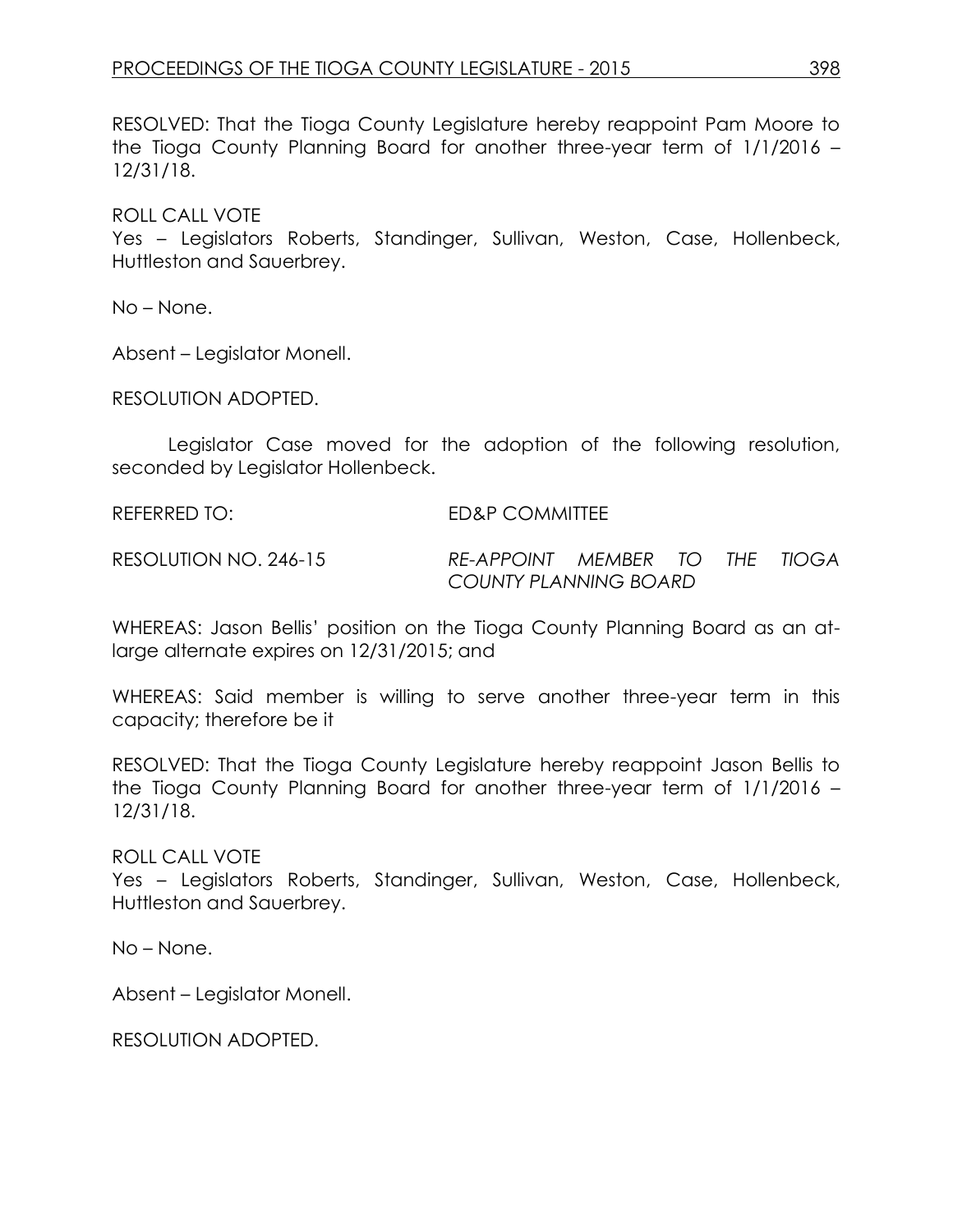RESOLVED: That the Tioga County Legislature hereby reappoint Pam Moore to the Tioga County Planning Board for another three-year term of 1/1/2016 – 12/31/18.

ROLL CALL VOTE
Yes – Legislators Roberts, Standinger, Sullivan, Weston, Case, Hollenbeck, Huttleston and Sauerbrey.

No – None.

Absent – Legislator Monell.

RESOLUTION ADOPTED.

Legislator Case moved for the adoption of the following resolution, seconded by Legislator Hollenbeck.

REFERRED TO: ED&P COMMITTEE

RESOLUTION NO. 246-15 *RE-APPOINT MEMBER TO THE TIOGA COUNTY PLANNING BOARD*

WHEREAS: Jason Bellis' position on the Tioga County Planning Board as an at-large alternate expires on 12/31/2015; and

WHEREAS: Said member is willing to serve another three-year term in this capacity; therefore be it

RESOLVED: That the Tioga County Legislature hereby reappoint Jason Bellis to the Tioga County Planning Board for another three-year term of 1/1/2016 – 12/31/18.

ROLL CALL VOTE
Yes – Legislators Roberts, Standinger, Sullivan, Weston, Case, Hollenbeck, Huttleston and Sauerbrey.

No – None.

Absent – Legislator Monell.

RESOLUTION ADOPTED.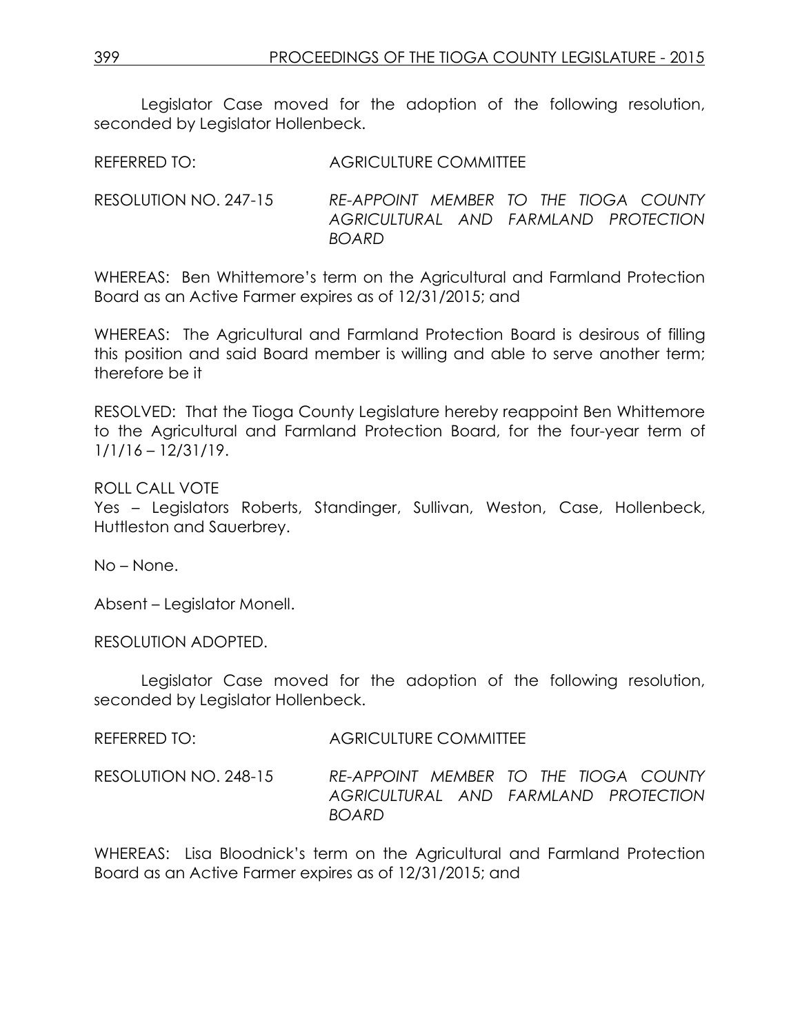Legislator Case moved for the adoption of the following resolution, seconded by Legislator Hollenbeck.

REFERRED TO: AGRICULTURE COMMITTEE

RESOLUTION NO. 247-15 *RE-APPOINT MEMBER TO THE TIOGA COUNTY AGRICULTURAL AND FARMLAND PROTECTION BOARD*

WHEREAS: Ben Whittemore's term on the Agricultural and Farmland Protection Board as an Active Farmer expires as of 12/31/2015; and

WHEREAS: The Agricultural and Farmland Protection Board is desirous of filling this position and said Board member is willing and able to serve another term; therefore be it

RESOLVED: That the Tioga County Legislature hereby reappoint Ben Whittemore to the Agricultural and Farmland Protection Board, for the four-year term of 1/1/16 – 12/31/19.

ROLL CALL VOTE
Yes – Legislators Roberts, Standinger, Sullivan, Weston, Case, Hollenbeck, Huttleston and Sauerbrey.

No – None.

Absent – Legislator Monell.

RESOLUTION ADOPTED.

Legislator Case moved for the adoption of the following resolution, seconded by Legislator Hollenbeck.

REFERRED TO: AGRICULTURE COMMITTEE

RESOLUTION NO. 248-15 *RE-APPOINT MEMBER TO THE TIOGA COUNTY AGRICULTURAL AND FARMLAND PROTECTION BOARD*

WHEREAS: Lisa Bloodnick's term on the Agricultural and Farmland Protection Board as an Active Farmer expires as of 12/31/2015; and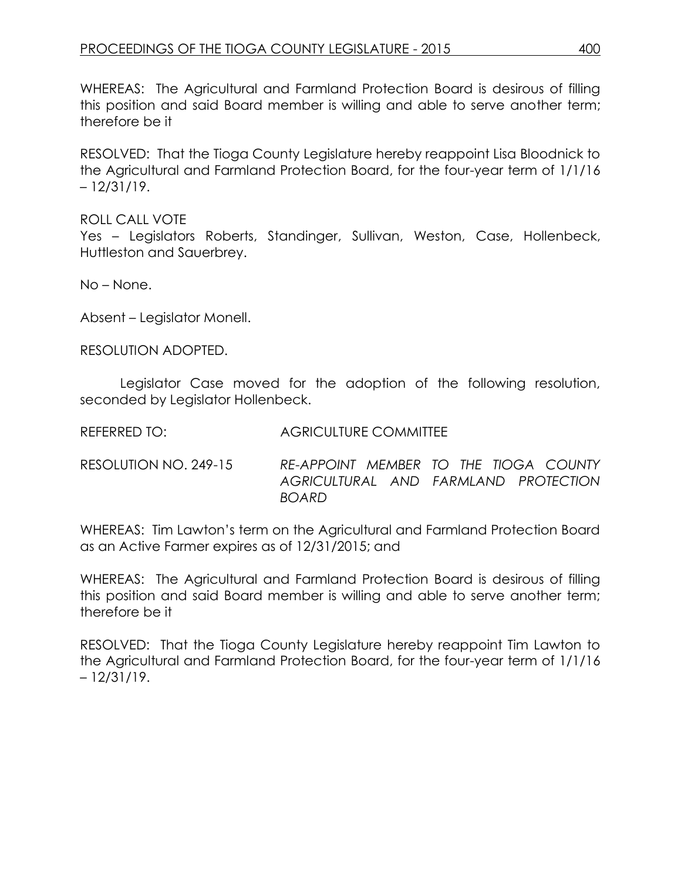WHEREAS: The Agricultural and Farmland Protection Board is desirous of filling this position and said Board member is willing and able to serve another term; therefore be it

RESOLVED: That the Tioga County Legislature hereby reappoint Lisa Bloodnick to the Agricultural and Farmland Protection Board, for the four-year term of 1/1/16 – 12/31/19.

ROLL CALL VOTE
Yes – Legislators Roberts, Standinger, Sullivan, Weston, Case, Hollenbeck, Huttleston and Sauerbrey.

No – None.

Absent – Legislator Monell.

RESOLUTION ADOPTED.

Legislator Case moved for the adoption of the following resolution, seconded by Legislator Hollenbeck.

REFERRED TO: AGRICULTURE COMMITTEE

RESOLUTION NO. 249-15 *RE-APPOINT MEMBER TO THE TIOGA COUNTY AGRICULTURAL AND FARMLAND PROTECTION BOARD*

WHEREAS: Tim Lawton's term on the Agricultural and Farmland Protection Board as an Active Farmer expires as of 12/31/2015; and

WHEREAS: The Agricultural and Farmland Protection Board is desirous of filling this position and said Board member is willing and able to serve another term; therefore be it

RESOLVED: That the Tioga County Legislature hereby reappoint Tim Lawton to the Agricultural and Farmland Protection Board, for the four-year term of 1/1/16 – 12/31/19.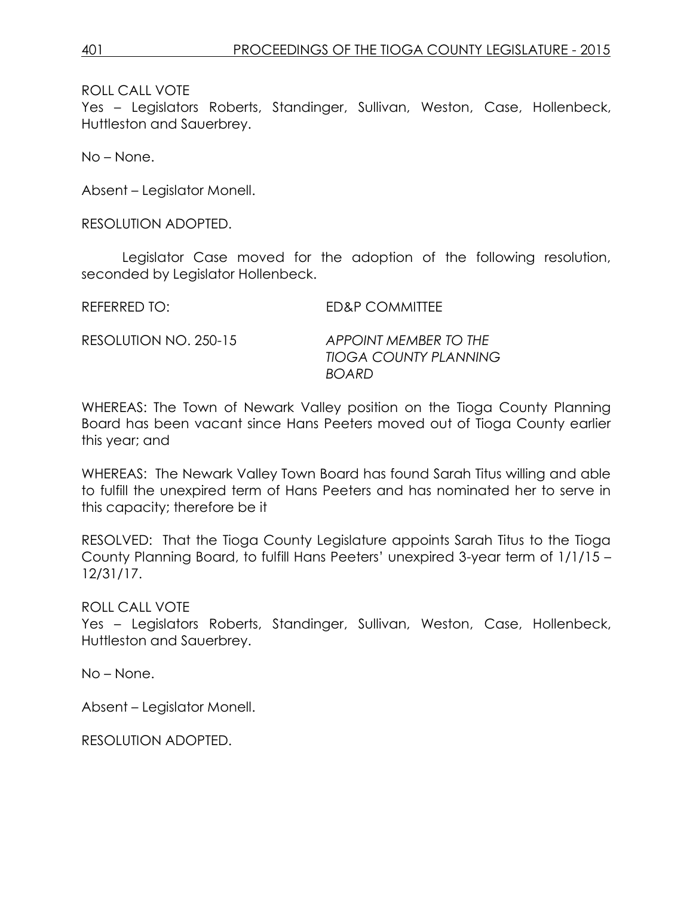ROLL CALL VOTE
Yes – Legislators Roberts, Standinger, Sullivan, Weston, Case, Hollenbeck, Huttleston and Sauerbrey.

No – None.

Absent – Legislator Monell.

RESOLUTION ADOPTED.

Legislator Case moved for the adoption of the following resolution, seconded by Legislator Hollenbeck.

REFERRED TO: ED&P COMMITTEE

RESOLUTION NO. 250-15 *APPOINT MEMBER TO THE TIOGA COUNTY PLANNING BOARD*

WHEREAS: The Town of Newark Valley position on the Tioga County Planning Board has been vacant since Hans Peeters moved out of Tioga County earlier this year; and

WHEREAS: The Newark Valley Town Board has found Sarah Titus willing and able to fulfill the unexpired term of Hans Peeters and has nominated her to serve in this capacity; therefore be it

RESOLVED: That the Tioga County Legislature appoints Sarah Titus to the Tioga County Planning Board, to fulfill Hans Peeters' unexpired 3-year term of 1/1/15 – 12/31/17.

ROLL CALL VOTE
Yes – Legislators Roberts, Standinger, Sullivan, Weston, Case, Hollenbeck, Huttleston and Sauerbrey.

No – None.

Absent – Legislator Monell.

RESOLUTION ADOPTED.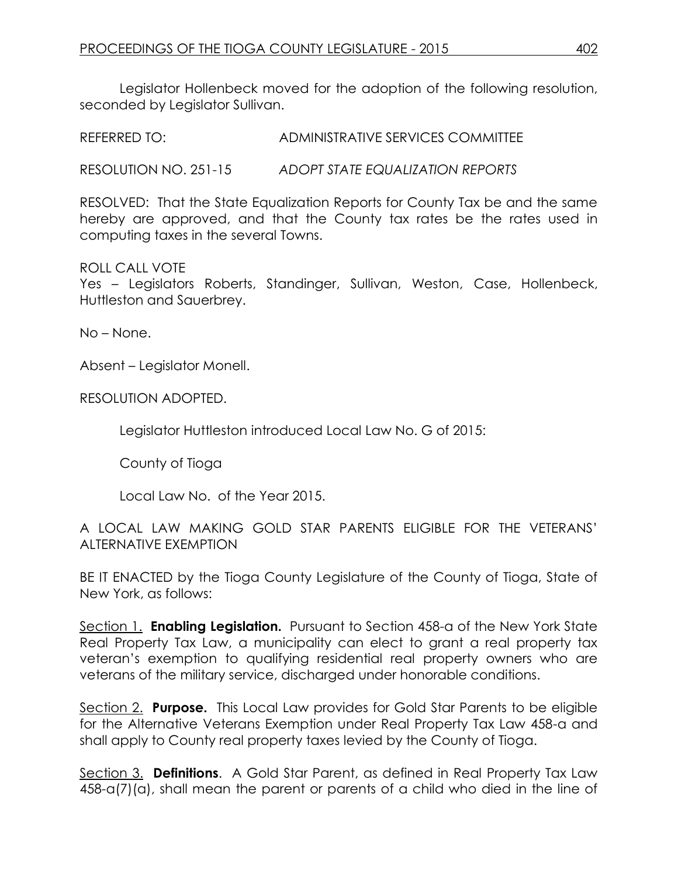Legislator Hollenbeck moved for the adoption of the following resolution, seconded by Legislator Sullivan.

REFERRED TO: ADMINISTRATIVE SERVICES COMMITTEE

RESOLUTION NO. 251-15 *ADOPT STATE EQUALIZATION REPORTS*

RESOLVED: That the State Equalization Reports for County Tax be and the same hereby are approved, and that the County tax rates be the rates used in computing taxes in the several Towns.

ROLL CALL VOTE
Yes – Legislators Roberts, Standinger, Sullivan, Weston, Case, Hollenbeck, Huttleston and Sauerbrey.

No – None.

Absent – Legislator Monell.

RESOLUTION ADOPTED.

Legislator Huttleston introduced Local Law No. G of 2015:

County of Tioga

Local Law No. of the Year 2015.

A LOCAL LAW MAKING GOLD STAR PARENTS ELIGIBLE FOR THE VETERANS' ALTERNATIVE EXEMPTION

BE IT ENACTED by the Tioga County Legislature of the County of Tioga, State of New York, as follows:

Section 1. **Enabling Legislation.** Pursuant to Section 458-a of the New York State Real Property Tax Law, a municipality can elect to grant a real property tax veteran's exemption to qualifying residential real property owners who are veterans of the military service, discharged under honorable conditions.

Section 2. **Purpose.** This Local Law provides for Gold Star Parents to be eligible for the Alternative Veterans Exemption under Real Property Tax Law 458-a and shall apply to County real property taxes levied by the County of Tioga.

Section 3. **Definitions**. A Gold Star Parent, as defined in Real Property Tax Law 458-a(7)(a), shall mean the parent or parents of a child who died in the line of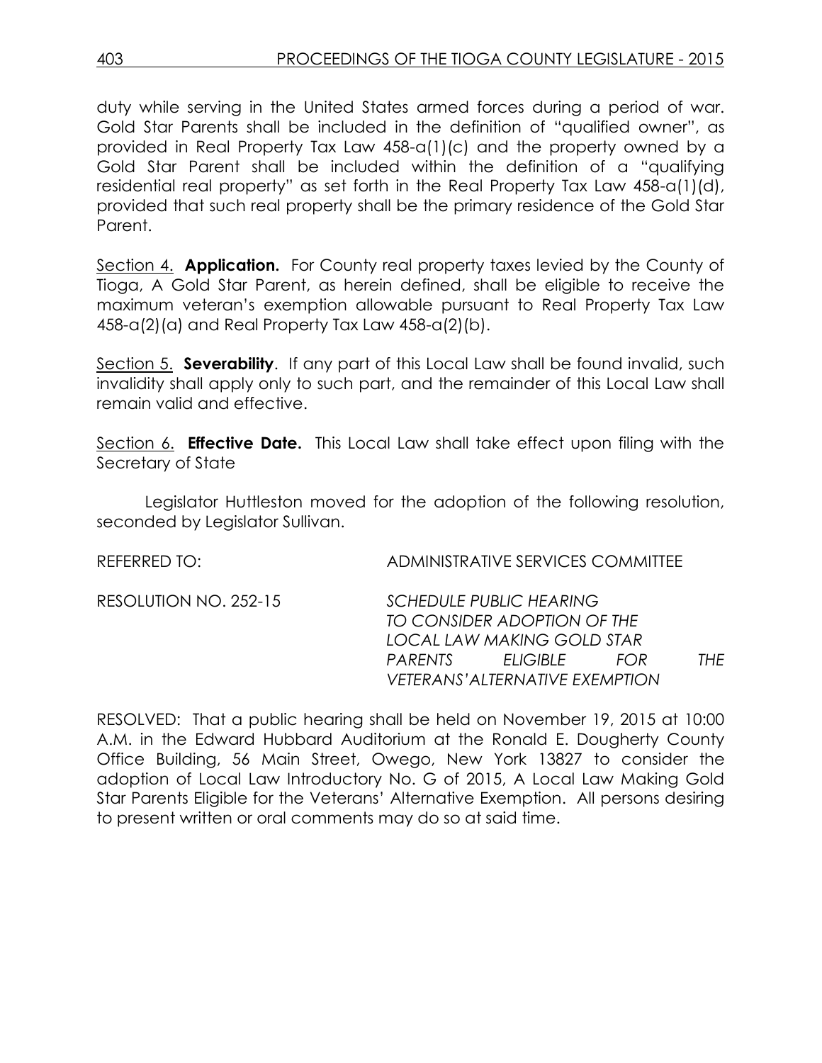duty while serving in the United States armed forces during a period of war. Gold Star Parents shall be included in the definition of "qualified owner", as provided in Real Property Tax Law 458-a(1)(c) and the property owned by a Gold Star Parent shall be included within the definition of a "qualifying residential real property" as set forth in the Real Property Tax Law 458-a(1)(d), provided that such real property shall be the primary residence of the Gold Star Parent.

Section 4. **Application.** For County real property taxes levied by the County of Tioga, A Gold Star Parent, as herein defined, shall be eligible to receive the maximum veteran's exemption allowable pursuant to Real Property Tax Law 458-a(2)(a) and Real Property Tax Law 458-a(2)(b).

Section 5. **Severability**. If any part of this Local Law shall be found invalid, such invalidity shall apply only to such part, and the remainder of this Local Law shall remain valid and effective.

Section 6. **Effective Date.** This Local Law shall take effect upon filing with the Secretary of State

Legislator Huttleston moved for the adoption of the following resolution, seconded by Legislator Sullivan.

REFERRED TO: ADMINISTRATIVE SERVICES COMMITTEE

RESOLUTION NO. 252-15 *SCHEDULE PUBLIC HEARING TO CONSIDER ADOPTION OF THE LOCAL LAW MAKING GOLD STAR PARENTS ELIGIBLE FOR THE VETERANS'ALTERNATIVE EXEMPTION*

RESOLVED: That a public hearing shall be held on November 19, 2015 at 10:00 A.M. in the Edward Hubbard Auditorium at the Ronald E. Dougherty County Office Building, 56 Main Street, Owego, New York 13827 to consider the adoption of Local Law Introductory No. G of 2015, A Local Law Making Gold Star Parents Eligible for the Veterans' Alternative Exemption. All persons desiring to present written or oral comments may do so at said time.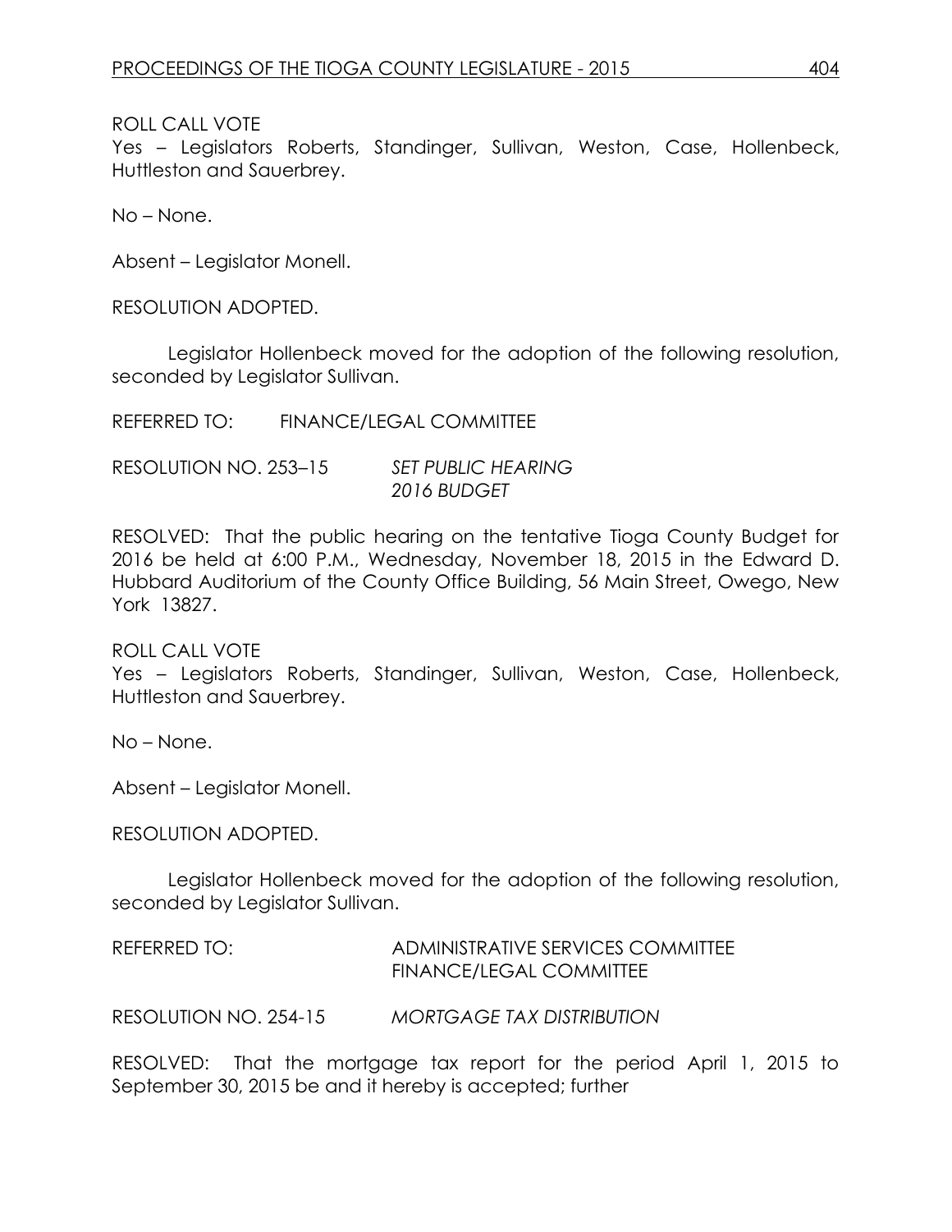ROLL CALL VOTE
Yes – Legislators Roberts, Standinger, Sullivan, Weston, Case, Hollenbeck, Huttleston and Sauerbrey.

No – None.

Absent – Legislator Monell.

RESOLUTION ADOPTED.

Legislator Hollenbeck moved for the adoption of the following resolution, seconded by Legislator Sullivan.

REFERRED TO: FINANCE/LEGAL COMMITTEE

RESOLUTION NO. 253–15 *SET PUBLIC HEARING*
*2016 BUDGET*

RESOLVED: That the public hearing on the tentative Tioga County Budget for 2016 be held at 6:00 P.M., Wednesday, November 18, 2015 in the Edward D. Hubbard Auditorium of the County Office Building, 56 Main Street, Owego, New York 13827.

ROLL CALL VOTE
Yes – Legislators Roberts, Standinger, Sullivan, Weston, Case, Hollenbeck, Huttleston and Sauerbrey.

No – None.

Absent – Legislator Monell.

RESOLUTION ADOPTED.

Legislator Hollenbeck moved for the adoption of the following resolution, seconded by Legislator Sullivan.

REFERRED TO: ADMINISTRATIVE SERVICES COMMITTEE
FINANCE/LEGAL COMMITTEE

RESOLUTION NO. 254-15 *MORTGAGE TAX DISTRIBUTION*

RESOLVED: That the mortgage tax report for the period April 1, 2015 to September 30, 2015 be and it hereby is accepted; further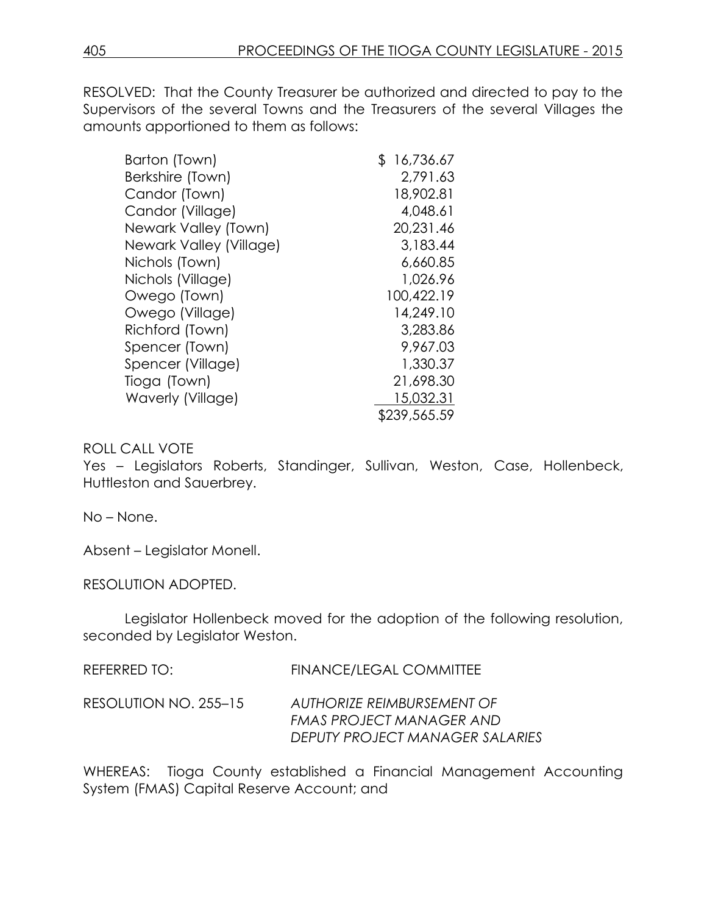RESOLVED: That the County Treasurer be authorized and directed to pay to the Supervisors of the several Towns and the Treasurers of the several Villages the amounts apportioned to them as follows:

| | |
|---|---|
| Barton (Town) | $ 16,736.67 |
| Berkshire (Town) | 2,791.63 |
| Candor (Town) | 18,902.81 |
| Candor (Village) | 4,048.61 |
| Newark Valley (Town) | 20,231.46 |
| Newark Valley (Village) | 3,183.44 |
| Nichols (Town) | 6,660.85 |
| Nichols (Village) | 1,026.96 |
| Owego (Town) | 100,422.19 |
| Owego (Village) | 14,249.10 |
| Richford (Town) | 3,283.86 |
| Spencer (Town) | 9,967.03 |
| Spencer (Village) | 1,330.37 |
| Tioga (Town) | 21,698.30 |
| Waverly (Village) | 15,032.31 |
| | $239,565.59 |

ROLL CALL VOTE
Yes – Legislators Roberts, Standinger, Sullivan, Weston, Case, Hollenbeck, Huttleston and Sauerbrey.

No – None.

Absent – Legislator Monell.

RESOLUTION ADOPTED.

Legislator Hollenbeck moved for the adoption of the following resolution, seconded by Legislator Weston.

REFERRED TO: FINANCE/LEGAL COMMITTEE

RESOLUTION NO. 255–15 *AUTHORIZE REIMBURSEMENT OF FMAS PROJECT MANAGER AND DEPUTY PROJECT MANAGER SALARIES*

WHEREAS: Tioga County established a Financial Management Accounting System (FMAS) Capital Reserve Account; and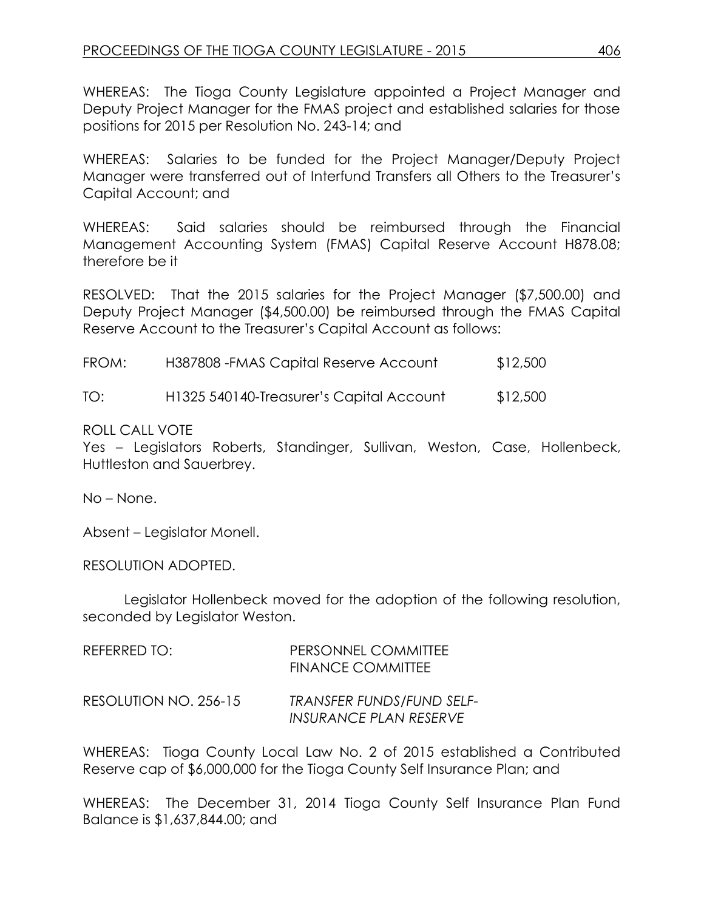WHEREAS: The Tioga County Legislature appointed a Project Manager and Deputy Project Manager for the FMAS project and established salaries for those positions for 2015 per Resolution No. 243-14; and

WHEREAS: Salaries to be funded for the Project Manager/Deputy Project Manager were transferred out of Interfund Transfers all Others to the Treasurer's Capital Account; and

WHEREAS: Said salaries should be reimbursed through the Financial Management Accounting System (FMAS) Capital Reserve Account H878.08; therefore be it

RESOLVED: That the 2015 salaries for the Project Manager ($7,500.00) and Deputy Project Manager ($4,500.00) be reimbursed through the FMAS Capital Reserve Account to the Treasurer's Capital Account as follows:

| | | |
|---|---|---|
| FROM: | H387808 -FMAS Capital Reserve Account | $12,500 |
| TO: | H1325 540140-Treasurer's Capital Account | $12,500 |

ROLL CALL VOTE
Yes – Legislators Roberts, Standinger, Sullivan, Weston, Case, Hollenbeck, Huttleston and Sauerbrey.

No – None.

Absent – Legislator Monell.

RESOLUTION ADOPTED.

Legislator Hollenbeck moved for the adoption of the following resolution, seconded by Legislator Weston.

REFERRED TO: PERSONNEL COMMITTEE
FINANCE COMMITTEE

RESOLUTION NO. 256-15 *TRANSFER FUNDS/FUND SELF-INSURANCE PLAN RESERVE*

WHEREAS: Tioga County Local Law No. 2 of 2015 established a Contributed Reserve cap of $6,000,000 for the Tioga County Self Insurance Plan; and

WHEREAS: The December 31, 2014 Tioga County Self Insurance Plan Fund Balance is $1,637,844.00; and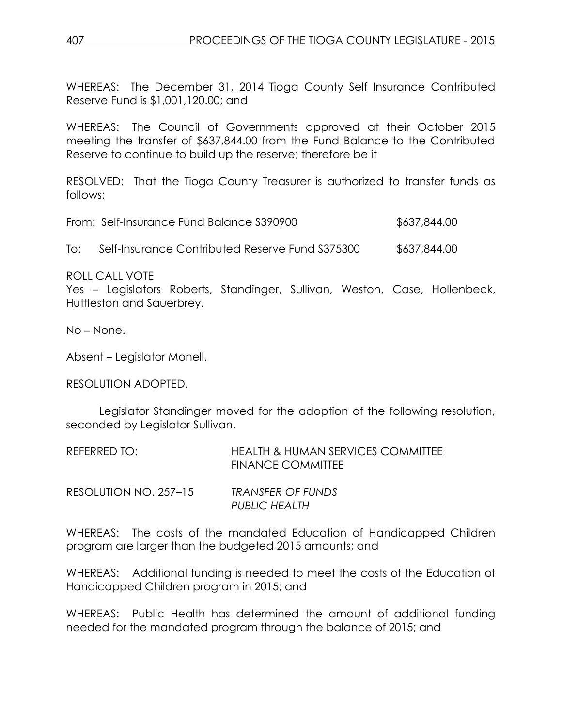WHEREAS: The December 31, 2014 Tioga County Self Insurance Contributed Reserve Fund is $1,001,120.00; and

WHEREAS: The Council of Governments approved at their October 2015 meeting the transfer of $637,844.00 from the Fund Balance to the Contributed Reserve to continue to build up the reserve; therefore be it

RESOLVED: That the Tioga County Treasurer is authorized to transfer funds as follows:

From: Self-Insurance Fund Balance S390900 $637,844.00

To: Self-Insurance Contributed Reserve Fund S375300 $637,844.00

ROLL CALL VOTE
Yes – Legislators Roberts, Standinger, Sullivan, Weston, Case, Hollenbeck, Huttleston and Sauerbrey.

No – None.

Absent – Legislator Monell.

RESOLUTION ADOPTED.

Legislator Standinger moved for the adoption of the following resolution, seconded by Legislator Sullivan.

REFERRED TO: HEALTH & HUMAN SERVICES COMMITTEE
FINANCE COMMITTEE

RESOLUTION NO. 257–15 *TRANSFER OF FUNDS*
*PUBLIC HEALTH*

WHEREAS: The costs of the mandated Education of Handicapped Children program are larger than the budgeted 2015 amounts; and

WHEREAS: Additional funding is needed to meet the costs of the Education of Handicapped Children program in 2015; and

WHEREAS: Public Health has determined the amount of additional funding needed for the mandated program through the balance of 2015; and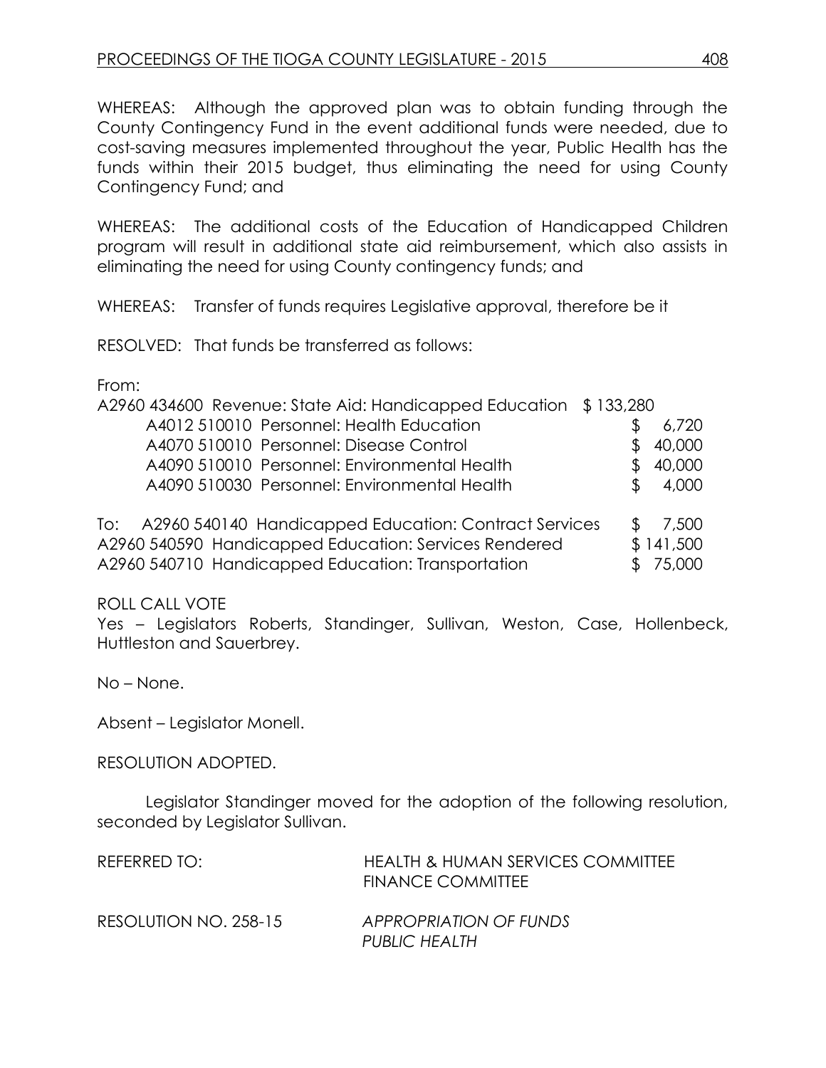WHEREAS: Although the approved plan was to obtain funding through the County Contingency Fund in the event additional funds were needed, due to cost-saving measures implemented throughout the year, Public Health has the funds within their 2015 budget, thus eliminating the need for using County Contingency Fund; and

WHEREAS: The additional costs of the Education of Handicapped Children program will result in additional state aid reimbursement, which also assists in eliminating the need for using County contingency funds; and

WHEREAS: Transfer of funds requires Legislative approval, therefore be it

RESOLVED: That funds be transferred as follows:

From:

| | | |
|---|---|---|
| A2960 434600 Revenue: State Aid: Handicapped Education | $ 133,280 | |
| A4012 510010 Personnel: Health Education | | $ 6,720 |
| A4070 510010 Personnel: Disease Control | | $ 40,000 |
| A4090 510010 Personnel: Environmental Health | | $ 40,000 |
| A4090 510030 Personnel: Environmental Health | | $ 4,000 |

To:

| | |
|---|---|
| A2960 540140 Handicapped Education: Contract Services | $ 7,500 |
| A2960 540590 Handicapped Education: Services Rendered | $ 141,500 |
| A2960 540710 Handicapped Education: Transportation | $ 75,000 |

ROLL CALL VOTE
Yes – Legislators Roberts, Standinger, Sullivan, Weston, Case, Hollenbeck, Huttleston and Sauerbrey.

No – None.

Absent – Legislator Monell.

RESOLUTION ADOPTED.

Legislator Standinger moved for the adoption of the following resolution, seconded by Legislator Sullivan.

REFERRED TO: HEALTH & HUMAN SERVICES COMMITTEE
FINANCE COMMITTEE

RESOLUTION NO. 258-15 *APPROPRIATION OF FUNDS*
*PUBLIC HEALTH*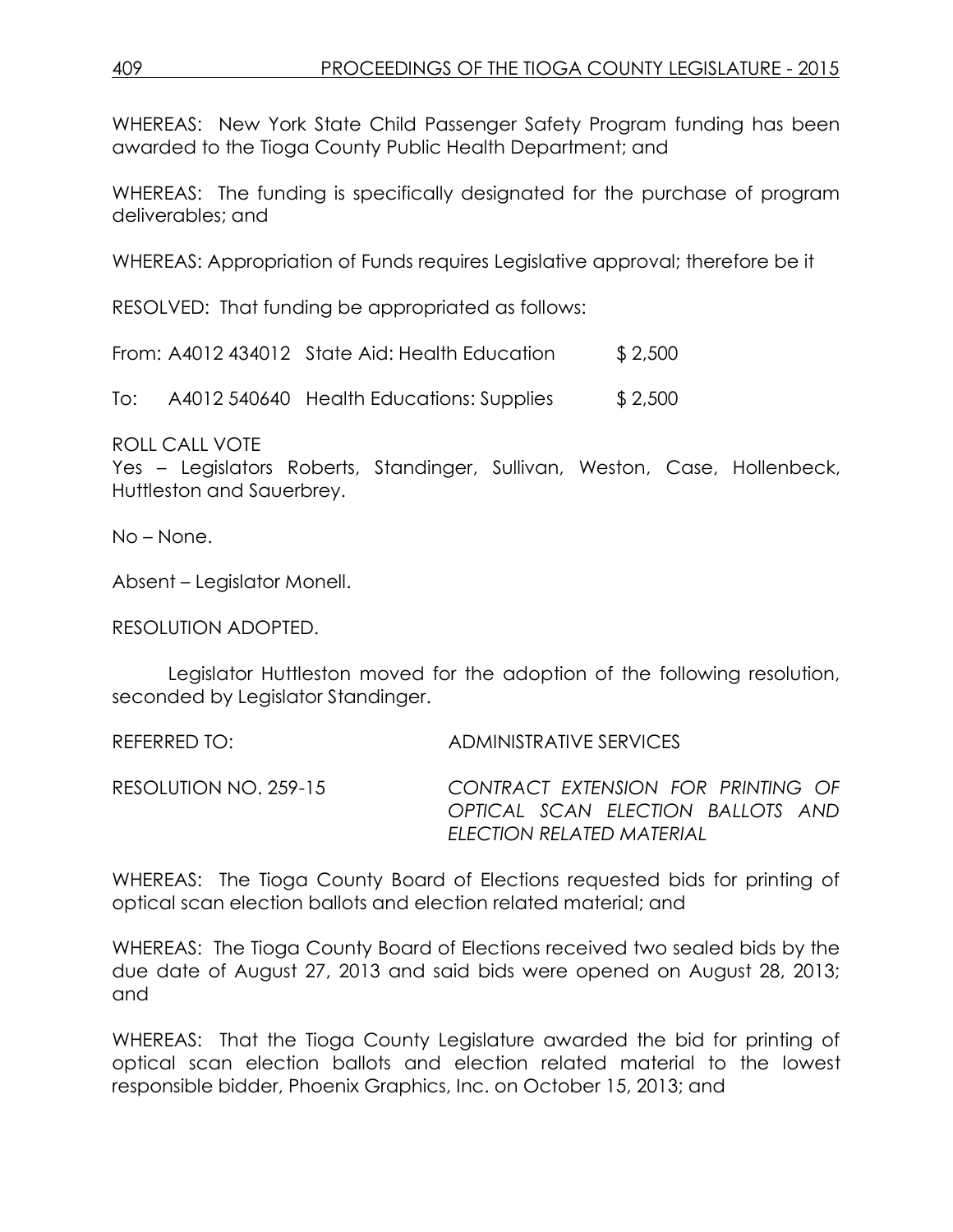WHEREAS: New York State Child Passenger Safety Program funding has been awarded to the Tioga County Public Health Department; and

WHEREAS: The funding is specifically designated for the purchase of program deliverables; and

WHEREAS: Appropriation of Funds requires Legislative approval; therefore be it

RESOLVED: That funding be appropriated as follows:

| | | | |
|---|---|---|---|
| From: | A4012 434012 | State Aid: Health Education | $ 2,500 |
| To: | A4012 540640 | Health Educations: Supplies | $ 2,500 |

ROLL CALL VOTE
Yes – Legislators Roberts, Standinger, Sullivan, Weston, Case, Hollenbeck, Huttleston and Sauerbrey.

No – None.

Absent – Legislator Monell.

RESOLUTION ADOPTED.

Legislator Huttleston moved for the adoption of the following resolution, seconded by Legislator Standinger.

REFERRED TO: ADMINISTRATIVE SERVICES

RESOLUTION NO. 259-15 *CONTRACT EXTENSION FOR PRINTING OF OPTICAL SCAN ELECTION BALLOTS AND ELECTION RELATED MATERIAL*

WHEREAS: The Tioga County Board of Elections requested bids for printing of optical scan election ballots and election related material; and

WHEREAS: The Tioga County Board of Elections received two sealed bids by the due date of August 27, 2013 and said bids were opened on August 28, 2013; and

WHEREAS: That the Tioga County Legislature awarded the bid for printing of optical scan election ballots and election related material to the lowest responsible bidder, Phoenix Graphics, Inc. on October 15, 2013; and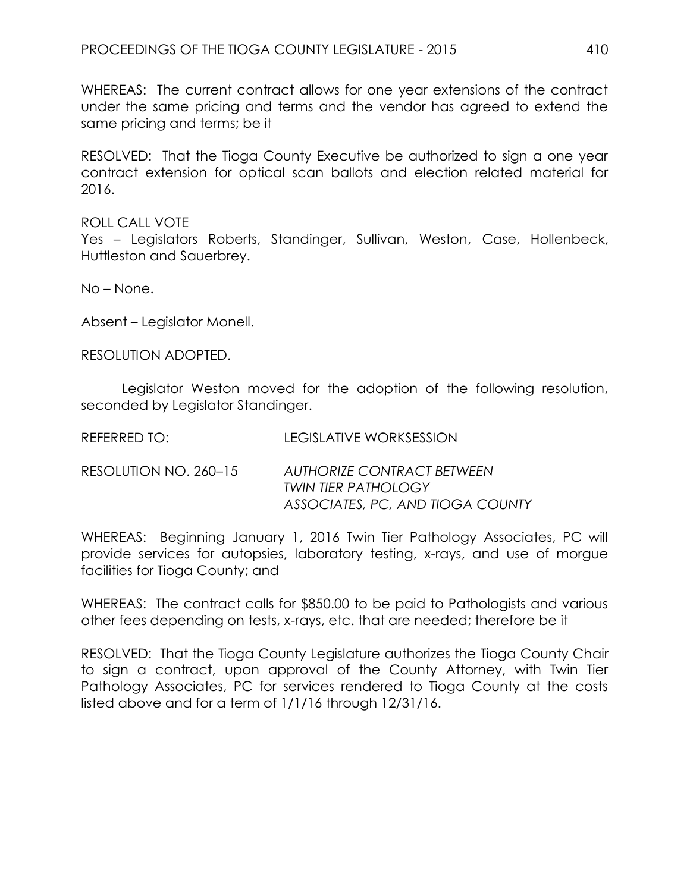WHEREAS: The current contract allows for one year extensions of the contract under the same pricing and terms and the vendor has agreed to extend the same pricing and terms; be it

RESOLVED: That the Tioga County Executive be authorized to sign a one year contract extension for optical scan ballots and election related material for 2016.

ROLL CALL VOTE

Yes – Legislators Roberts, Standinger, Sullivan, Weston, Case, Hollenbeck, Huttleston and Sauerbrey.

No – None.

Absent – Legislator Monell.

RESOLUTION ADOPTED.

Legislator Weston moved for the adoption of the following resolution, seconded by Legislator Standinger.

REFERRED TO: LEGISLATIVE WORKSESSION

RESOLUTION NO. 260–15 *AUTHORIZE CONTRACT BETWEEN TWIN TIER PATHOLOGY ASSOCIATES, PC, AND TIOGA COUNTY*

WHEREAS: Beginning January 1, 2016 Twin Tier Pathology Associates, PC will provide services for autopsies, laboratory testing, x-rays, and use of morgue facilities for Tioga County; and

WHEREAS: The contract calls for $850.00 to be paid to Pathologists and various other fees depending on tests, x-rays, etc. that are needed; therefore be it

RESOLVED: That the Tioga County Legislature authorizes the Tioga County Chair to sign a contract, upon approval of the County Attorney, with Twin Tier Pathology Associates, PC for services rendered to Tioga County at the costs listed above and for a term of 1/1/16 through 12/31/16.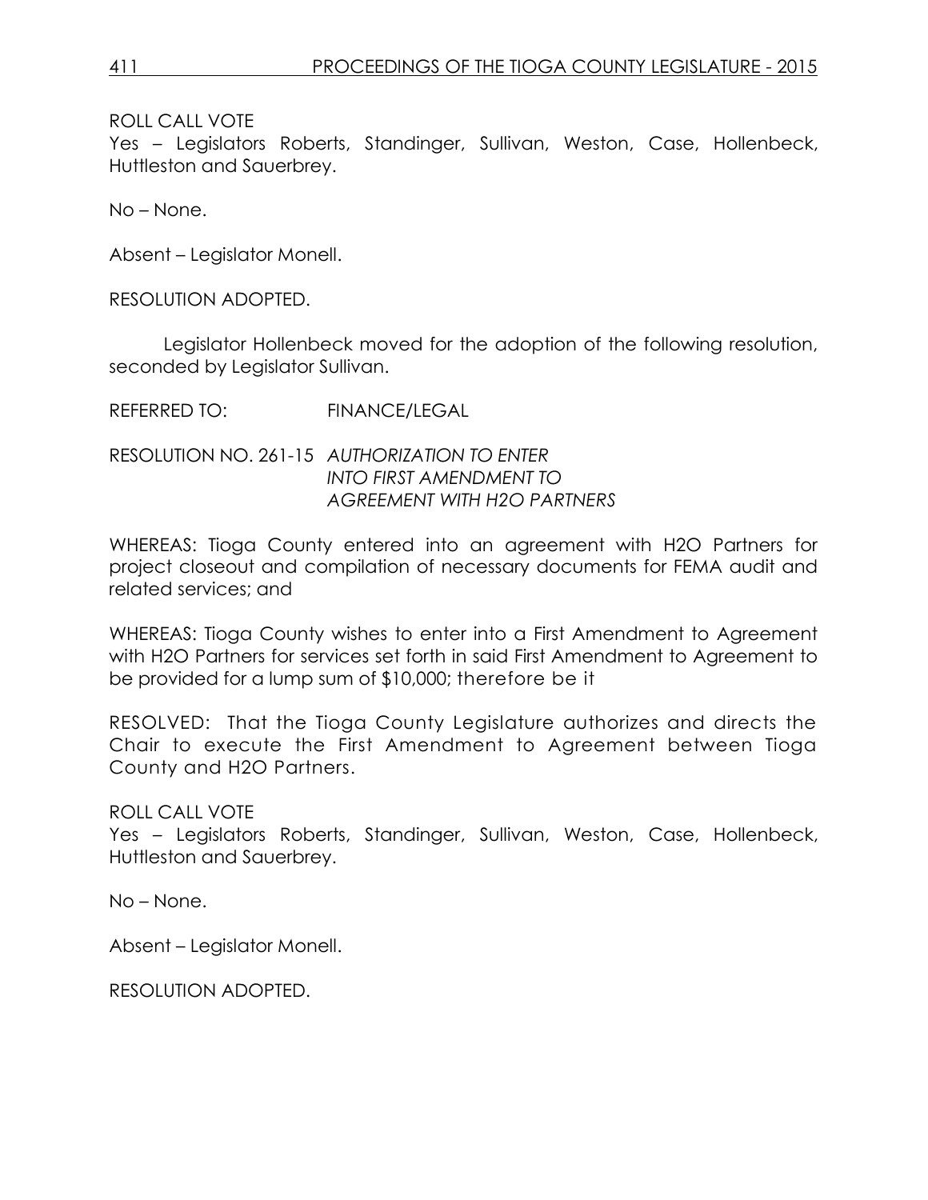ROLL CALL VOTE
Yes – Legislators Roberts, Standinger, Sullivan, Weston, Case, Hollenbeck, Huttleston and Sauerbrey.

No – None.

Absent – Legislator Monell.

RESOLUTION ADOPTED.

Legislator Hollenbeck moved for the adoption of the following resolution, seconded by Legislator Sullivan.

REFERRED TO: FINANCE/LEGAL

RESOLUTION NO. 261-15 *AUTHORIZATION TO ENTER INTO FIRST AMENDMENT TO AGREEMENT WITH H2O PARTNERS*

WHEREAS: Tioga County entered into an agreement with H2O Partners for project closeout and compilation of necessary documents for FEMA audit and related services; and

WHEREAS: Tioga County wishes to enter into a First Amendment to Agreement with H2O Partners for services set forth in said First Amendment to Agreement to be provided for a lump sum of $10,000; therefore be it

RESOLVED: That the Tioga County Legislature authorizes and directs the Chair to execute the First Amendment to Agreement between Tioga County and H2O Partners.

ROLL CALL VOTE
Yes – Legislators Roberts, Standinger, Sullivan, Weston, Case, Hollenbeck, Huttleston and Sauerbrey.

No – None.

Absent – Legislator Monell.

RESOLUTION ADOPTED.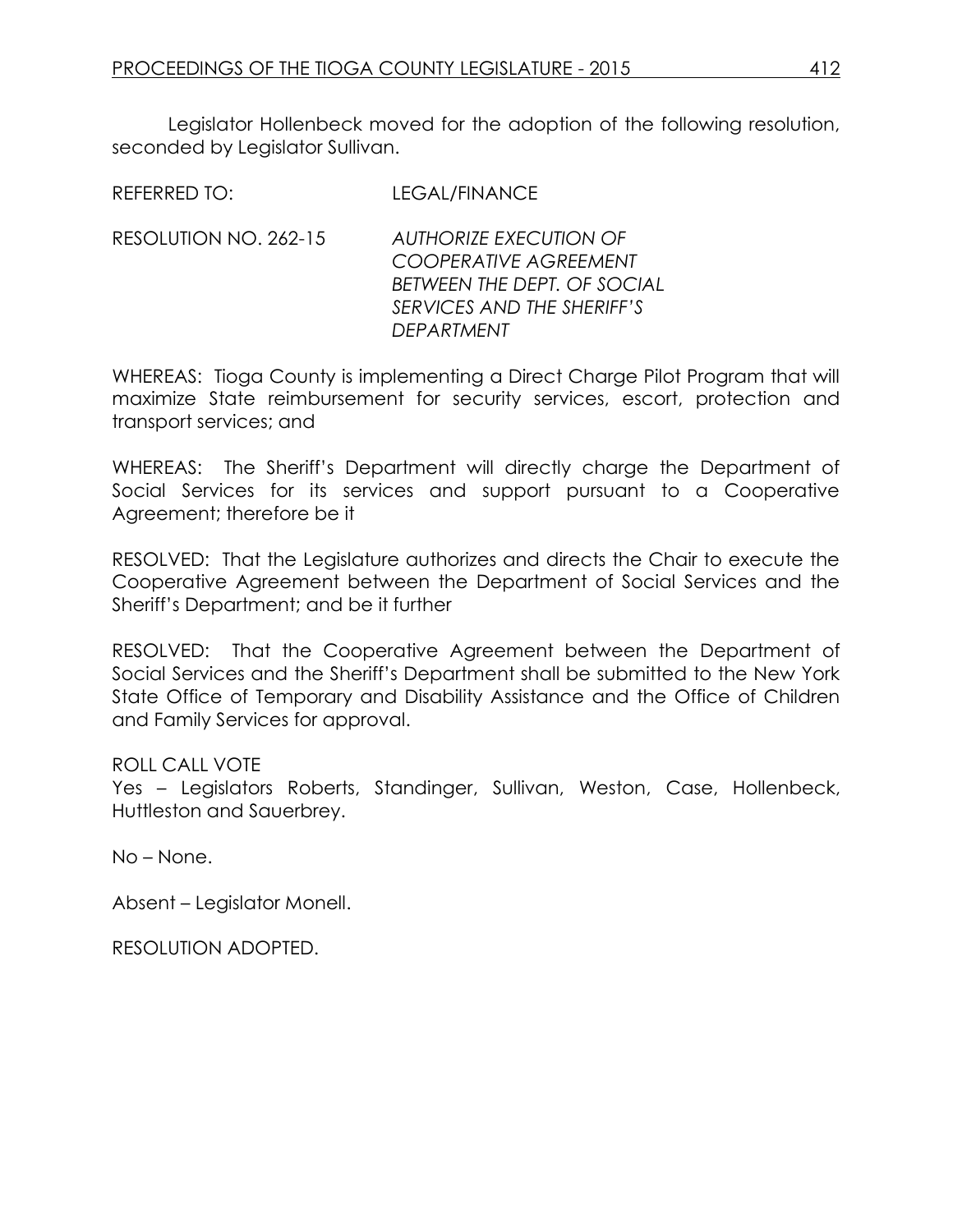Legislator Hollenbeck moved for the adoption of the following resolution, seconded by Legislator Sullivan.

REFERRED TO: LEGAL/FINANCE

RESOLUTION NO. 262-15 *AUTHORIZE EXECUTION OF COOPERATIVE AGREEMENT BETWEEN THE DEPT. OF SOCIAL SERVICES AND THE SHERIFF'S DEPARTMENT*

WHEREAS: Tioga County is implementing a Direct Charge Pilot Program that will maximize State reimbursement for security services, escort, protection and transport services; and

WHEREAS: The Sheriff's Department will directly charge the Department of Social Services for its services and support pursuant to a Cooperative Agreement; therefore be it

RESOLVED: That the Legislature authorizes and directs the Chair to execute the Cooperative Agreement between the Department of Social Services and the Sheriff's Department; and be it further

RESOLVED: That the Cooperative Agreement between the Department of Social Services and the Sheriff's Department shall be submitted to the New York State Office of Temporary and Disability Assistance and the Office of Children and Family Services for approval.

ROLL CALL VOTE
Yes – Legislators Roberts, Standinger, Sullivan, Weston, Case, Hollenbeck, Huttleston and Sauerbrey.

No – None.

Absent – Legislator Monell.

RESOLUTION ADOPTED.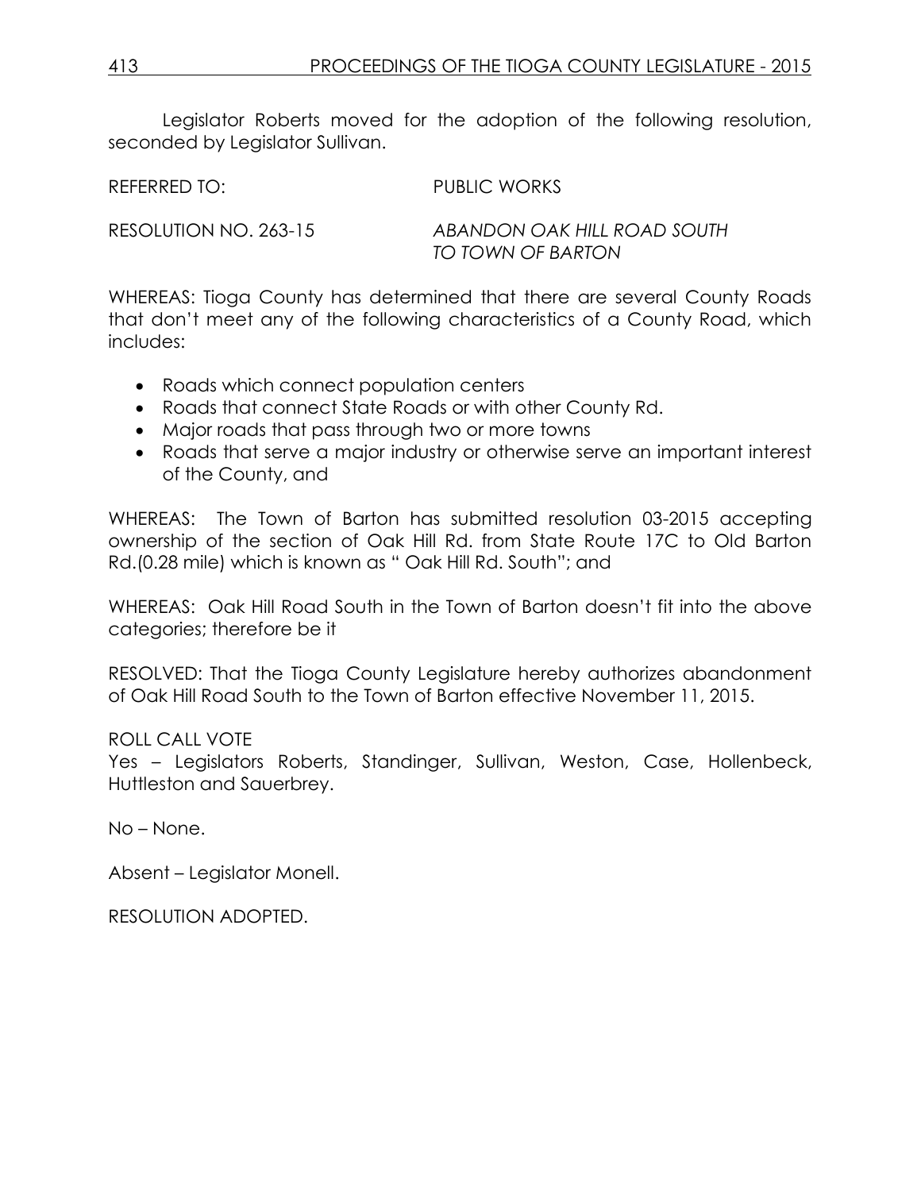Legislator Roberts moved for the adoption of the following resolution, seconded by Legislator Sullivan.

REFERRED TO: PUBLIC WORKS

RESOLUTION NO. 263-15 *ABANDON OAK HILL ROAD SOUTH TO TOWN OF BARTON*

WHEREAS: Tioga County has determined that there are several County Roads that don't meet any of the following characteristics of a County Road, which includes:

- Roads which connect population centers
- Roads that connect State Roads or with other County Rd.
- Major roads that pass through two or more towns
- Roads that serve a major industry or otherwise serve an important interest of the County, and

WHEREAS: The Town of Barton has submitted resolution 03-2015 accepting ownership of the section of Oak Hill Rd. from State Route 17C to Old Barton Rd.(0.28 mile) which is known as " Oak Hill Rd. South"; and

WHEREAS: Oak Hill Road South in the Town of Barton doesn't fit into the above categories; therefore be it

RESOLVED: That the Tioga County Legislature hereby authorizes abandonment of Oak Hill Road South to the Town of Barton effective November 11, 2015.

ROLL CALL VOTE
Yes – Legislators Roberts, Standinger, Sullivan, Weston, Case, Hollenbeck, Huttleston and Sauerbrey.

No – None.

Absent – Legislator Monell.

RESOLUTION ADOPTED.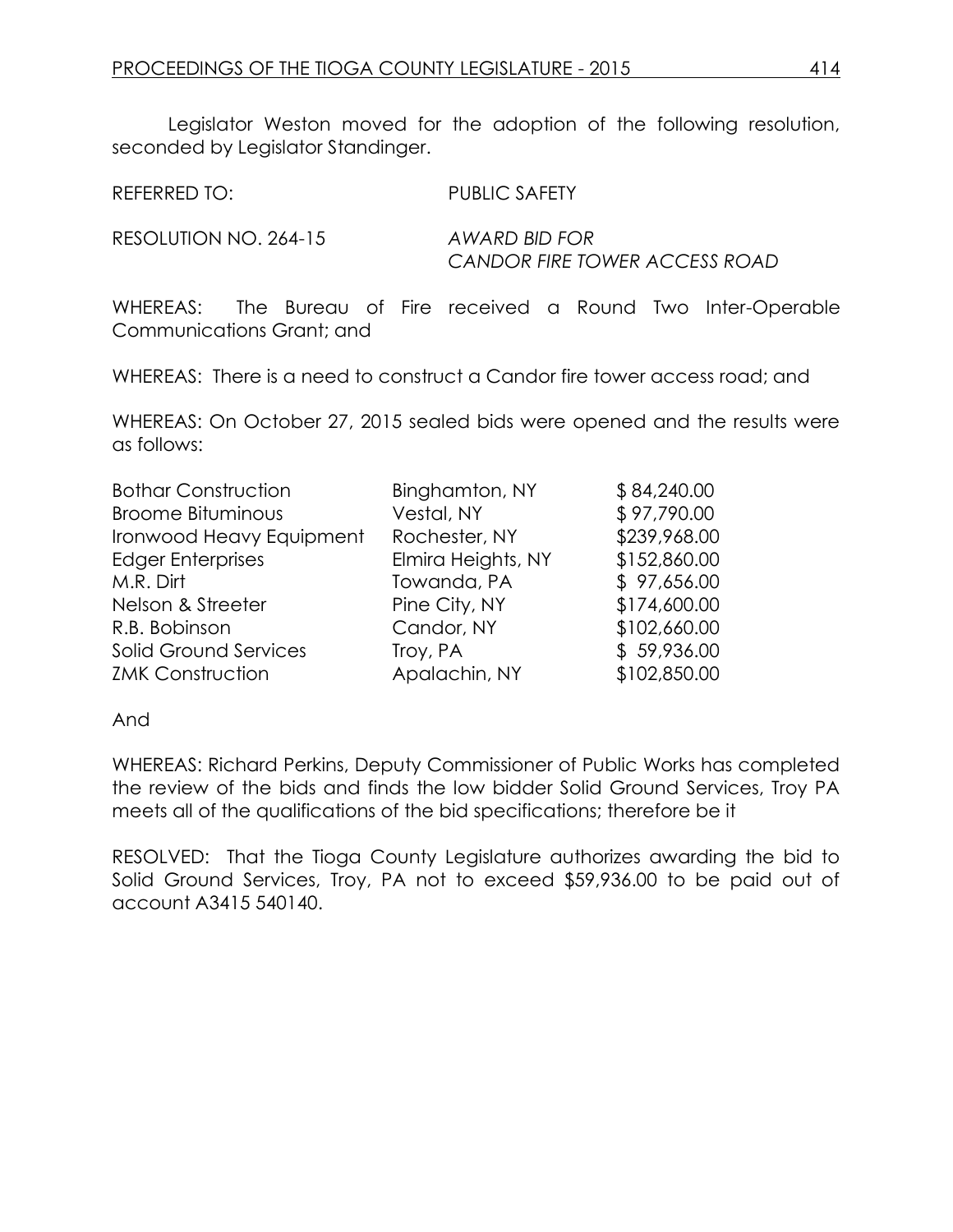Legislator Weston moved for the adoption of the following resolution, seconded by Legislator Standinger.

REFERRED TO: PUBLIC SAFETY

RESOLUTION NO. 264-15 *AWARD BID FOR CANDOR FIRE TOWER ACCESS ROAD*

WHEREAS: The Bureau of Fire received a Round Two Inter-Operable Communications Grant; and

WHEREAS: There is a need to construct a Candor fire tower access road; and

WHEREAS: On October 27, 2015 sealed bids were opened and the results were as follows:

| | | |
|---|---|---|
| Bothar Construction | Binghamton, NY | $ 84,240.00 |
| Broome Bituminous | Vestal, NY | $ 97,790.00 |
| Ironwood Heavy Equipment | Rochester, NY | $239,968.00 |
| Edger Enterprises | Elmira Heights, NY | $152,860.00 |
| M.R. Dirt | Towanda, PA | $ 97,656.00 |
| Nelson & Streeter | Pine City, NY | $174,600.00 |
| R.B. Bobinson | Candor, NY | $102,660.00 |
| Solid Ground Services | Troy, PA | $ 59,936.00 |
| ZMK Construction | Apalachin, NY | $102,850.00 |

And

WHEREAS: Richard Perkins, Deputy Commissioner of Public Works has completed the review of the bids and finds the low bidder Solid Ground Services, Troy PA meets all of the qualifications of the bid specifications; therefore be it

RESOLVED: That the Tioga County Legislature authorizes awarding the bid to Solid Ground Services, Troy, PA not to exceed $59,936.00 to be paid out of account A3415 540140.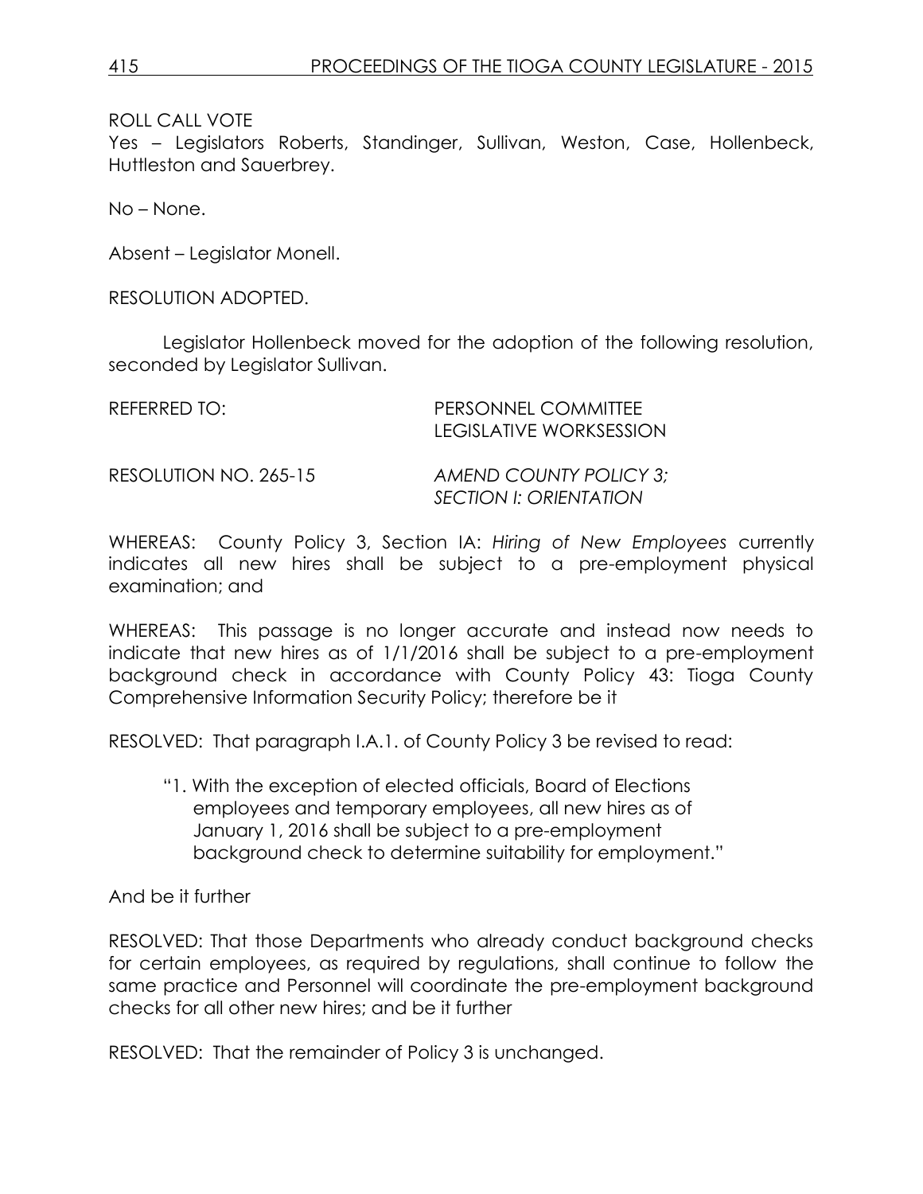ROLL CALL VOTE
Yes – Legislators Roberts, Standinger, Sullivan, Weston, Case, Hollenbeck, Huttleston and Sauerbrey.

No – None.

Absent – Legislator Monell.

RESOLUTION ADOPTED.

Legislator Hollenbeck moved for the adoption of the following resolution, seconded by Legislator Sullivan.

REFERRED TO: PERSONNEL COMMITTEE
LEGISLATIVE WORKSESSION

RESOLUTION NO. 265-15 *AMEND COUNTY POLICY 3; SECTION I: ORIENTATION*

WHEREAS: County Policy 3, Section IA: *Hiring of New Employees* currently indicates all new hires shall be subject to a pre-employment physical examination; and

WHEREAS: This passage is no longer accurate and instead now needs to indicate that new hires as of 1/1/2016 shall be subject to a pre-employment background check in accordance with County Policy 43: Tioga County Comprehensive Information Security Policy; therefore be it

RESOLVED: That paragraph I.A.1. of County Policy 3 be revised to read:

"1. With the exception of elected officials, Board of Elections employees and temporary employees, all new hires as of January 1, 2016 shall be subject to a pre-employment background check to determine suitability for employment."

And be it further

RESOLVED: That those Departments who already conduct background checks for certain employees, as required by regulations, shall continue to follow the same practice and Personnel will coordinate the pre-employment background checks for all other new hires; and be it further

RESOLVED: That the remainder of Policy 3 is unchanged.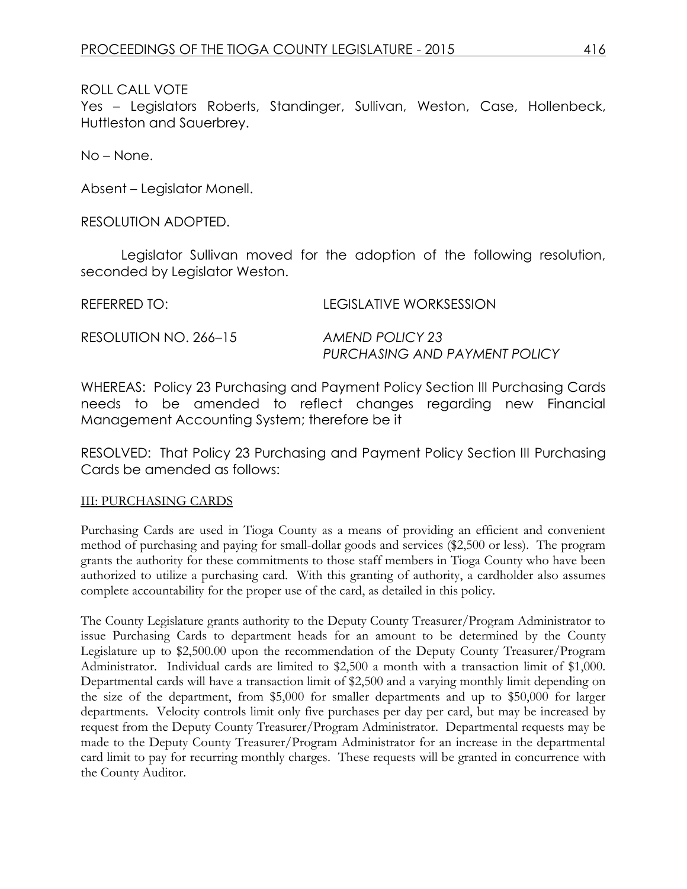ROLL CALL VOTE

Yes – Legislators Roberts, Standinger, Sullivan, Weston, Case, Hollenbeck, Huttleston and Sauerbrey.

No – None.

Absent – Legislator Monell.

RESOLUTION ADOPTED.

Legislator Sullivan moved for the adoption of the following resolution, seconded by Legislator Weston.

REFERRED TO: LEGISLATIVE WORKSESSION

RESOLUTION NO. 266–15 *AMEND POLICY 23 PURCHASING AND PAYMENT POLICY*

WHEREAS: Policy 23 Purchasing and Payment Policy Section III Purchasing Cards needs to be amended to reflect changes regarding new Financial Management Accounting System; therefore be it

RESOLVED: That Policy 23 Purchasing and Payment Policy Section III Purchasing Cards be amended as follows:

III: PURCHASING CARDS

Purchasing Cards are used in Tioga County as a means of providing an efficient and convenient method of purchasing and paying for small-dollar goods and services ($2,500 or less). The program grants the authority for these commitments to those staff members in Tioga County who have been authorized to utilize a purchasing card. With this granting of authority, a cardholder also assumes complete accountability for the proper use of the card, as detailed in this policy.

The County Legislature grants authority to the Deputy County Treasurer/Program Administrator to issue Purchasing Cards to department heads for an amount to be determined by the County Legislature up to $2,500.00 upon the recommendation of the Deputy County Treasurer/Program Administrator. Individual cards are limited to $2,500 a month with a transaction limit of $1,000. Departmental cards will have a transaction limit of $2,500 and a varying monthly limit depending on the size of the department, from $5,000 for smaller departments and up to $50,000 for larger departments. Velocity controls limit only five purchases per day per card, but may be increased by request from the Deputy County Treasurer/Program Administrator. Departmental requests may be made to the Deputy County Treasurer/Program Administrator for an increase in the departmental card limit to pay for recurring monthly charges. These requests will be granted in concurrence with the County Auditor.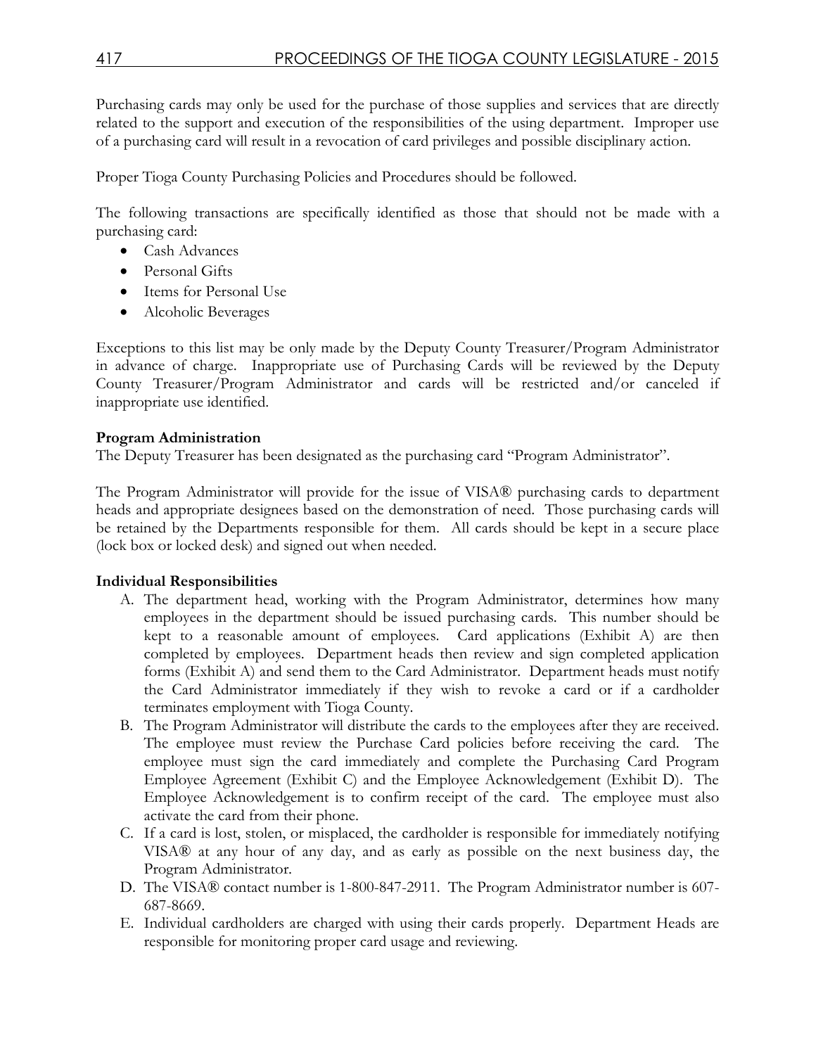Purchasing cards may only be used for the purchase of those supplies and services that are directly related to the support and execution of the responsibilities of the using department. Improper use of a purchasing card will result in a revocation of card privileges and possible disciplinary action.

Proper Tioga County Purchasing Policies and Procedures should be followed.

The following transactions are specifically identified as those that should not be made with a purchasing card:

- Cash Advances
- Personal Gifts
- Items for Personal Use
- Alcoholic Beverages

Exceptions to this list may be only made by the Deputy County Treasurer/Program Administrator in advance of charge. Inappropriate use of Purchasing Cards will be reviewed by the Deputy County Treasurer/Program Administrator and cards will be restricted and/or canceled if inappropriate use identified.

**Program Administration**

The Deputy Treasurer has been designated as the purchasing card "Program Administrator".

The Program Administrator will provide for the issue of VISA® purchasing cards to department heads and appropriate designees based on the demonstration of need. Those purchasing cards will be retained by the Departments responsible for them. All cards should be kept in a secure place (lock box or locked desk) and signed out when needed.

**Individual Responsibilities**

A. The department head, working with the Program Administrator, determines how many employees in the department should be issued purchasing cards. This number should be kept to a reasonable amount of employees. Card applications (Exhibit A) are then completed by employees. Department heads then review and sign completed application forms (Exhibit A) and send them to the Card Administrator. Department heads must notify the Card Administrator immediately if they wish to revoke a card or if a cardholder terminates employment with Tioga County.

B. The Program Administrator will distribute the cards to the employees after they are received. The employee must review the Purchase Card policies before receiving the card. The employee must sign the card immediately and complete the Purchasing Card Program Employee Agreement (Exhibit C) and the Employee Acknowledgement (Exhibit D). The Employee Acknowledgement is to confirm receipt of the card. The employee must also activate the card from their phone.

C. If a card is lost, stolen, or misplaced, the cardholder is responsible for immediately notifying VISA® at any hour of any day, and as early as possible on the next business day, the Program Administrator.

D. The VISA® contact number is 1-800-847-2911. The Program Administrator number is 607-687-8669.

E. Individual cardholders are charged with using their cards properly. Department Heads are responsible for monitoring proper card usage and reviewing.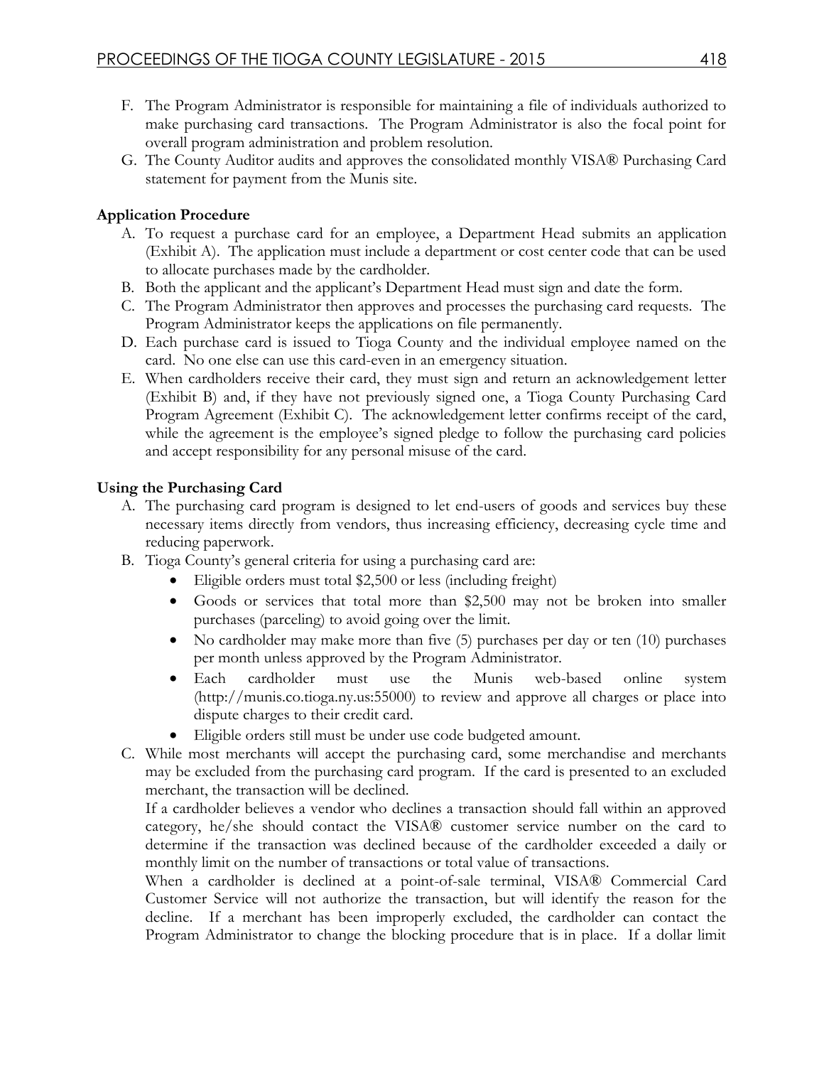F. The Program Administrator is responsible for maintaining a file of individuals authorized to make purchasing card transactions. The Program Administrator is also the focal point for overall program administration and problem resolution.

G. The County Auditor audits and approves the consolidated monthly VISA® Purchasing Card statement for payment from the Munis site.

**Application Procedure**

A. To request a purchase card for an employee, a Department Head submits an application (Exhibit A). The application must include a department or cost center code that can be used to allocate purchases made by the cardholder.

B. Both the applicant and the applicant's Department Head must sign and date the form.

C. The Program Administrator then approves and processes the purchasing card requests. The Program Administrator keeps the applications on file permanently.

D. Each purchase card is issued to Tioga County and the individual employee named on the card. No one else can use this card-even in an emergency situation.

E. When cardholders receive their card, they must sign and return an acknowledgement letter (Exhibit B) and, if they have not previously signed one, a Tioga County Purchasing Card Program Agreement (Exhibit C). The acknowledgement letter confirms receipt of the card, while the agreement is the employee's signed pledge to follow the purchasing card policies and accept responsibility for any personal misuse of the card.

**Using the Purchasing Card**

A. The purchasing card program is designed to let end-users of goods and services buy these necessary items directly from vendors, thus increasing efficiency, decreasing cycle time and reducing paperwork.

B. Tioga County's general criteria for using a purchasing card are:
   - Eligible orders must total $2,500 or less (including freight)
   - Goods or services that total more than $2,500 may not be broken into smaller purchases (parceling) to avoid going over the limit.
   - No cardholder may make more than five (5) purchases per day or ten (10) purchases per month unless approved by the Program Administrator.
   - Each cardholder must use the Munis web-based online system (http://munis.co.tioga.ny.us:55000) to review and approve all charges or place into dispute charges to their credit card.
   - Eligible orders still must be under use code budgeted amount.

C. While most merchants will accept the purchasing card, some merchandise and merchants may be excluded from the purchasing card program. If the card is presented to an excluded merchant, the transaction will be declined.

   If a cardholder believes a vendor who declines a transaction should fall within an approved category, he/she should contact the VISA® customer service number on the card to determine if the transaction was declined because of the cardholder exceeded a daily or monthly limit on the number of transactions or total value of transactions.

   When a cardholder is declined at a point-of-sale terminal, VISA® Commercial Card Customer Service will not authorize the transaction, but will identify the reason for the decline. If a merchant has been improperly excluded, the cardholder can contact the Program Administrator to change the blocking procedure that is in place. If a dollar limit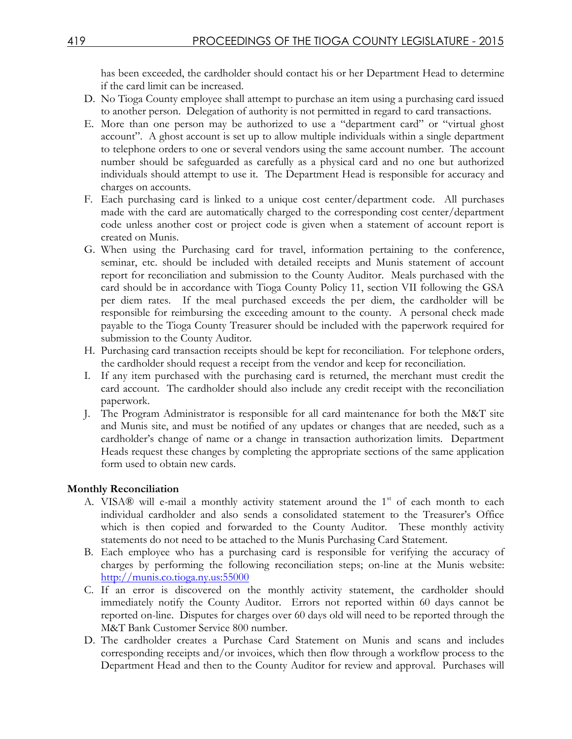has been exceeded, the cardholder should contact his or her Department Head to determine if the card limit can be increased.

D. No Tioga County employee shall attempt to purchase an item using a purchasing card issued to another person. Delegation of authority is not permitted in regard to card transactions.
E. More than one person may be authorized to use a "department card" or "virtual ghost account". A ghost account is set up to allow multiple individuals within a single department to telephone orders to one or several vendors using the same account number. The account number should be safeguarded as carefully as a physical card and no one but authorized individuals should attempt to use it. The Department Head is responsible for accuracy and charges on accounts.
F. Each purchasing card is linked to a unique cost center/department code. All purchases made with the card are automatically charged to the corresponding cost center/department code unless another cost or project code is given when a statement of account report is created on Munis.
G. When using the Purchasing card for travel, information pertaining to the conference, seminar, etc. should be included with detailed receipts and Munis statement of account report for reconciliation and submission to the County Auditor. Meals purchased with the card should be in accordance with Tioga County Policy 11, section VII following the GSA per diem rates. If the meal purchased exceeds the per diem, the cardholder will be responsible for reimbursing the exceeding amount to the county. A personal check made payable to the Tioga County Treasurer should be included with the paperwork required for submission to the County Auditor.
H. Purchasing card transaction receipts should be kept for reconciliation. For telephone orders, the cardholder should request a receipt from the vendor and keep for reconciliation.
I. If any item purchased with the purchasing card is returned, the merchant must credit the card account. The cardholder should also include any credit receipt with the reconciliation paperwork.
J. The Program Administrator is responsible for all card maintenance for both the M&T site and Munis site, and must be notified of any updates or changes that are needed, such as a cardholder's change of name or a change in transaction authorization limits. Department Heads request these changes by completing the appropriate sections of the same application form used to obtain new cards.

**Monthly Reconciliation**

A. VISA® will e-mail a monthly activity statement around the 1st of each month to each individual cardholder and also sends a consolidated statement to the Treasurer's Office which is then copied and forwarded to the County Auditor. These monthly activity statements do not need to be attached to the Munis Purchasing Card Statement.
B. Each employee who has a purchasing card is responsible for verifying the accuracy of charges by performing the following reconciliation steps; on-line at the Munis website: http://munis.co.tioga.ny.us:55000
C. If an error is discovered on the monthly activity statement, the cardholder should immediately notify the County Auditor. Errors not reported within 60 days cannot be reported on-line. Disputes for charges over 60 days old will need to be reported through the M&T Bank Customer Service 800 number.
D. The cardholder creates a Purchase Card Statement on Munis and scans and includes corresponding receipts and/or invoices, which then flow through a workflow process to the Department Head and then to the County Auditor for review and approval. Purchases will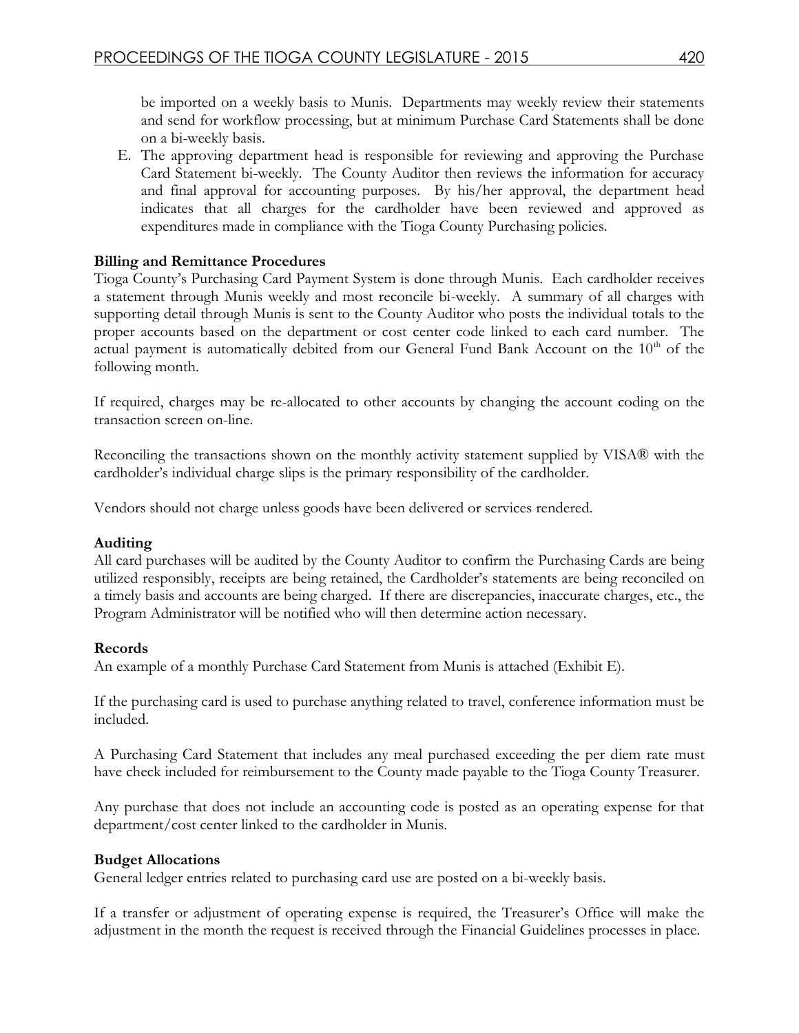be imported on a weekly basis to Munis. Departments may weekly review their statements and send for workflow processing, but at minimum Purchase Card Statements shall be done on a bi-weekly basis.

E. The approving department head is responsible for reviewing and approving the Purchase Card Statement bi-weekly. The County Auditor then reviews the information for accuracy and final approval for accounting purposes. By his/her approval, the department head indicates that all charges for the cardholder have been reviewed and approved as expenditures made in compliance with the Tioga County Purchasing policies.

**Billing and Remittance Procedures**

Tioga County's Purchasing Card Payment System is done through Munis. Each cardholder receives a statement through Munis weekly and most reconcile bi-weekly. A summary of all charges with supporting detail through Munis is sent to the County Auditor who posts the individual totals to the proper accounts based on the department or cost center code linked to each card number. The actual payment is automatically debited from our General Fund Bank Account on the 10th of the following month.

If required, charges may be re-allocated to other accounts by changing the account coding on the transaction screen on-line.

Reconciling the transactions shown on the monthly activity statement supplied by VISA® with the cardholder's individual charge slips is the primary responsibility of the cardholder.

Vendors should not charge unless goods have been delivered or services rendered.

**Auditing**

All card purchases will be audited by the County Auditor to confirm the Purchasing Cards are being utilized responsibly, receipts are being retained, the Cardholder's statements are being reconciled on a timely basis and accounts are being charged. If there are discrepancies, inaccurate charges, etc., the Program Administrator will be notified who will then determine action necessary.

**Records**

An example of a monthly Purchase Card Statement from Munis is attached (Exhibit E).

If the purchasing card is used to purchase anything related to travel, conference information must be included.

A Purchasing Card Statement that includes any meal purchased exceeding the per diem rate must have check included for reimbursement to the County made payable to the Tioga County Treasurer.

Any purchase that does not include an accounting code is posted as an operating expense for that department/cost center linked to the cardholder in Munis.

**Budget Allocations**

General ledger entries related to purchasing card use are posted on a bi-weekly basis.

If a transfer or adjustment of operating expense is required, the Treasurer's Office will make the adjustment in the month the request is received through the Financial Guidelines processes in place.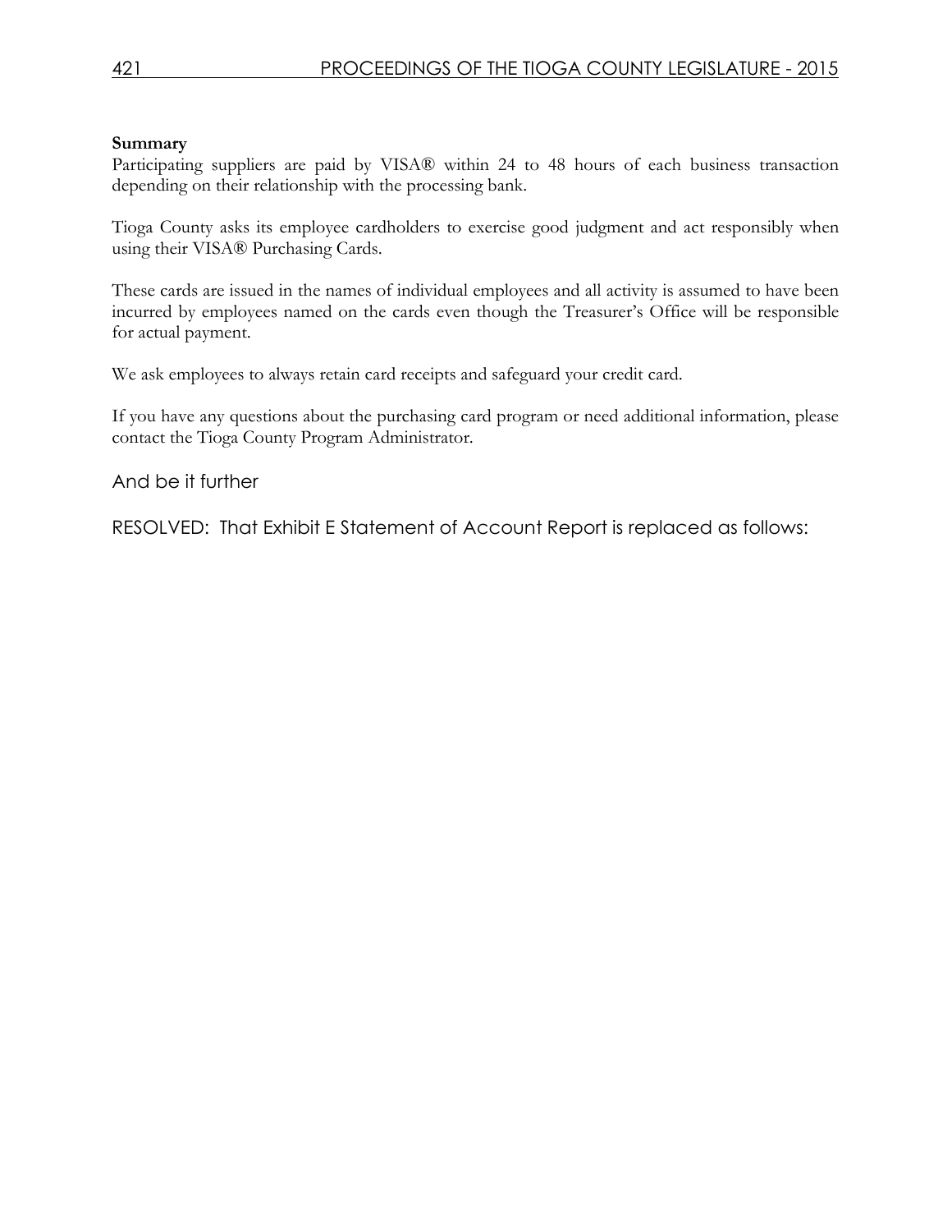**Summary**

Participating suppliers are paid by VISA® within 24 to 48 hours of each business transaction depending on their relationship with the processing bank.

Tioga County asks its employee cardholders to exercise good judgment and act responsibly when using their VISA® Purchasing Cards.

These cards are issued in the names of individual employees and all activity is assumed to have been incurred by employees named on the cards even though the Treasurer's Office will be responsible for actual payment.

We ask employees to always retain card receipts and safeguard your credit card.

If you have any questions about the purchasing card program or need additional information, please contact the Tioga County Program Administrator.

And be it further

RESOLVED: That Exhibit E Statement of Account Report is replaced as follows: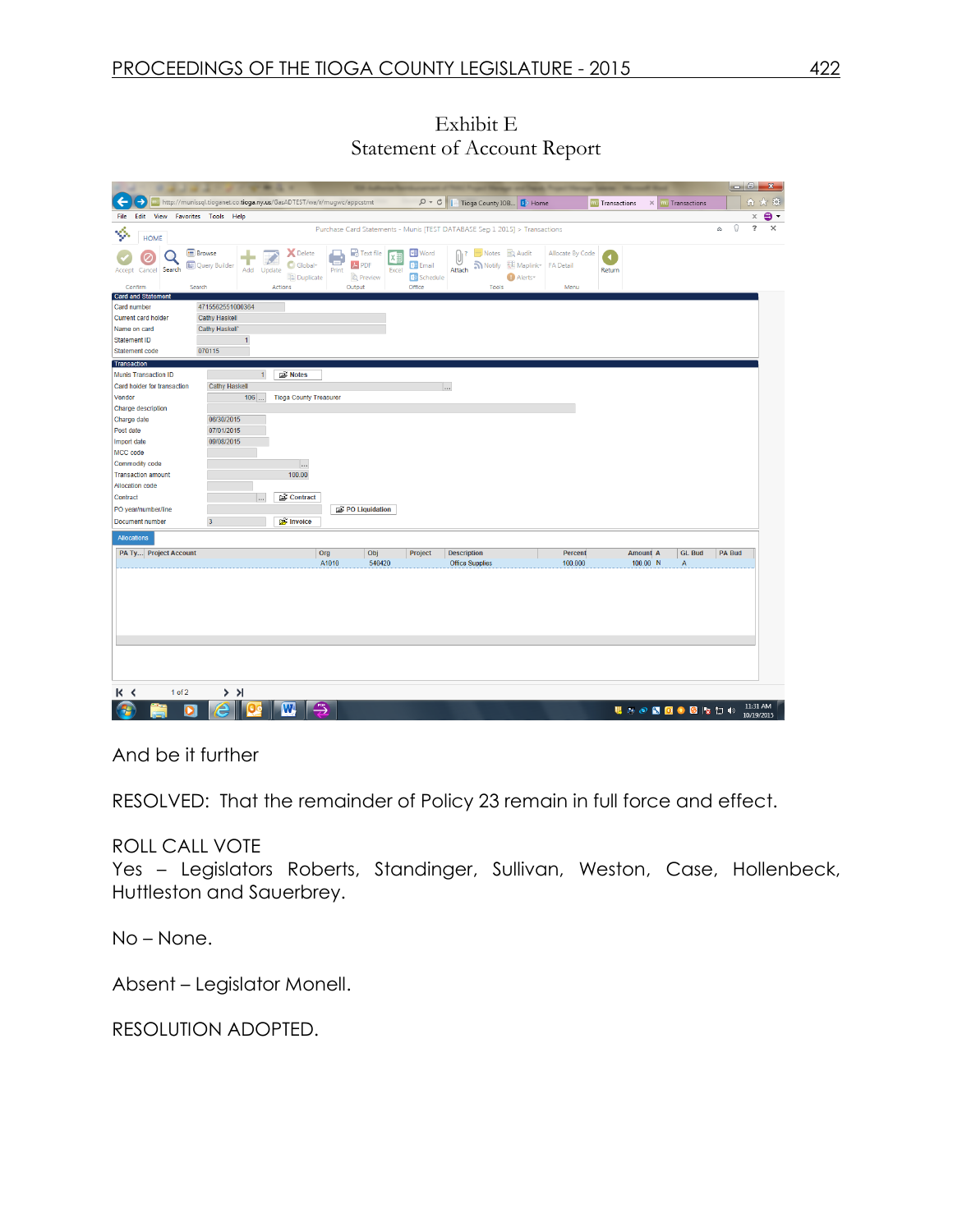Exhibit E
Statement of Account Report

**Card and Statement**

| Field | Value |
|---|---|
| Card number | 4715562551000364 |
| Current card holder | Cathy Haskell |
| Name on card | Cathy Haskell |
| Statement ID | 1 |
| Statement code | 070115 |

**Transaction**

| Field | Value |
|---|---|
| Munis Transaction ID | 1 |
| Card holder for transaction | Cathy Haskell |
| Vendor | 106 Tioga County Treasurer |
| Charge description | |
| Charge date | 06/30/2015 |
| Post date | 07/01/2015 |
| Import date | 09/08/2015 |
| MCC code | |
| Commodity code | |
| Transaction amount | 100.00 |
| Allocation code | |
| Contract | |
| PO year/number/line | |
| Document number | 3 |

**Allocations**

| PA Ty... | Project Account | Org | Obj | Project | Description | Percent | Amount | A | GL Bud | PA Bud |
|---|---|---|---|---|---|---|---|---|---|---|
| | | A1010 | 540420 | | Office Supplies | 100.000 | 100.00 | N | A | |

And be it further

RESOLVED: That the remainder of Policy 23 remain in full force and effect.

ROLL CALL VOTE
Yes – Legislators Roberts, Standinger, Sullivan, Weston, Case, Hollenbeck, Huttleston and Sauerbrey.

No – None.

Absent – Legislator Monell.

RESOLUTION ADOPTED.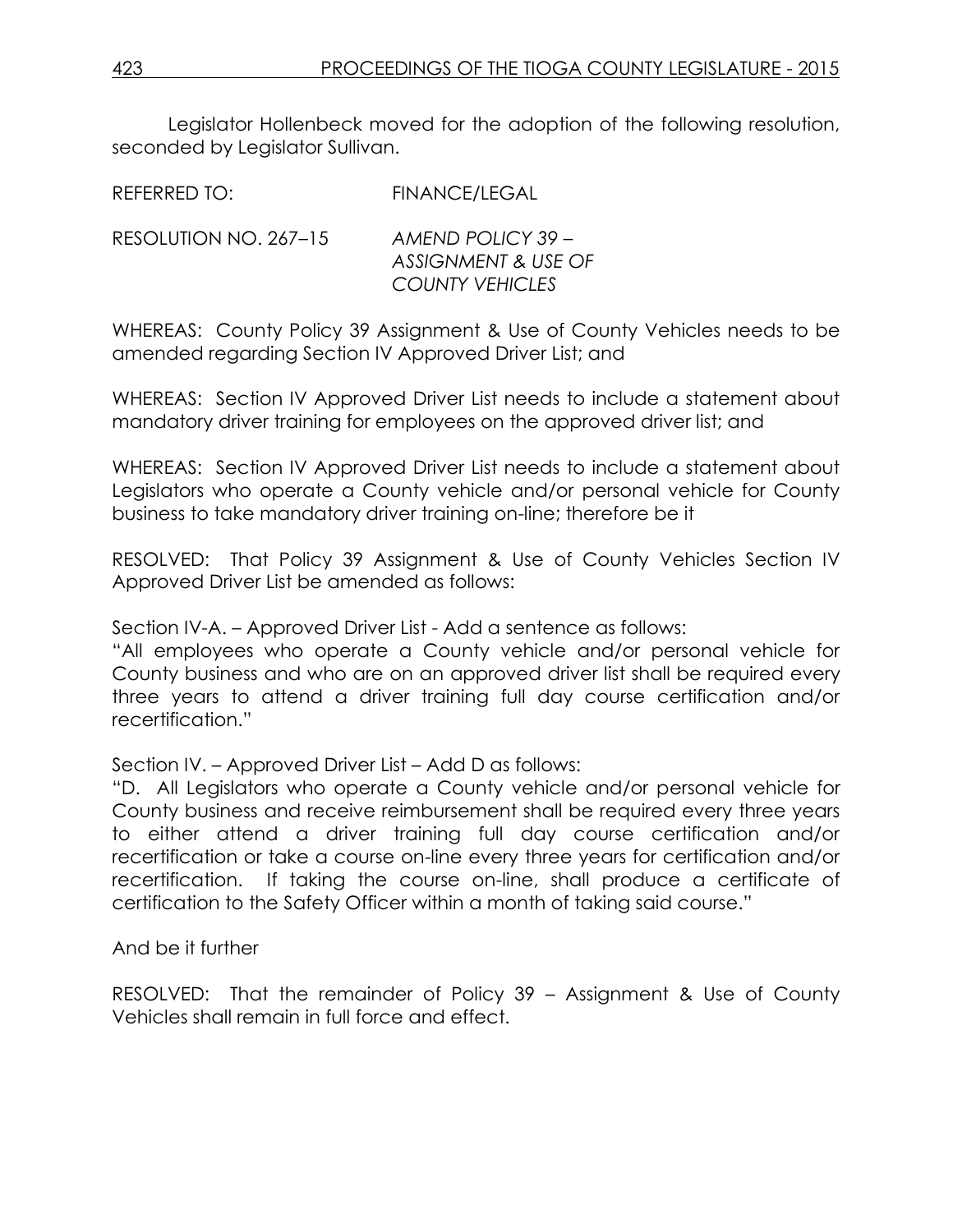Legislator Hollenbeck moved for the adoption of the following resolution, seconded by Legislator Sullivan.

REFERRED TO: FINANCE/LEGAL

RESOLUTION NO. 267–15 *AMEND POLICY 39 – ASSIGNMENT & USE OF COUNTY VEHICLES*

WHEREAS: County Policy 39 Assignment & Use of County Vehicles needs to be amended regarding Section IV Approved Driver List; and

WHEREAS: Section IV Approved Driver List needs to include a statement about mandatory driver training for employees on the approved driver list; and

WHEREAS: Section IV Approved Driver List needs to include a statement about Legislators who operate a County vehicle and/or personal vehicle for County business to take mandatory driver training on-line; therefore be it

RESOLVED: That Policy 39 Assignment & Use of County Vehicles Section IV Approved Driver List be amended as follows:

Section IV-A. – Approved Driver List - Add a sentence as follows:
"All employees who operate a County vehicle and/or personal vehicle for County business and who are on an approved driver list shall be required every three years to attend a driver training full day course certification and/or recertification."

Section IV. – Approved Driver List – Add D as follows:
"D. All Legislators who operate a County vehicle and/or personal vehicle for County business and receive reimbursement shall be required every three years to either attend a driver training full day course certification and/or recertification or take a course on-line every three years for certification and/or recertification. If taking the course on-line, shall produce a certificate of certification to the Safety Officer within a month of taking said course."

And be it further

RESOLVED: That the remainder of Policy 39 – Assignment & Use of County Vehicles shall remain in full force and effect.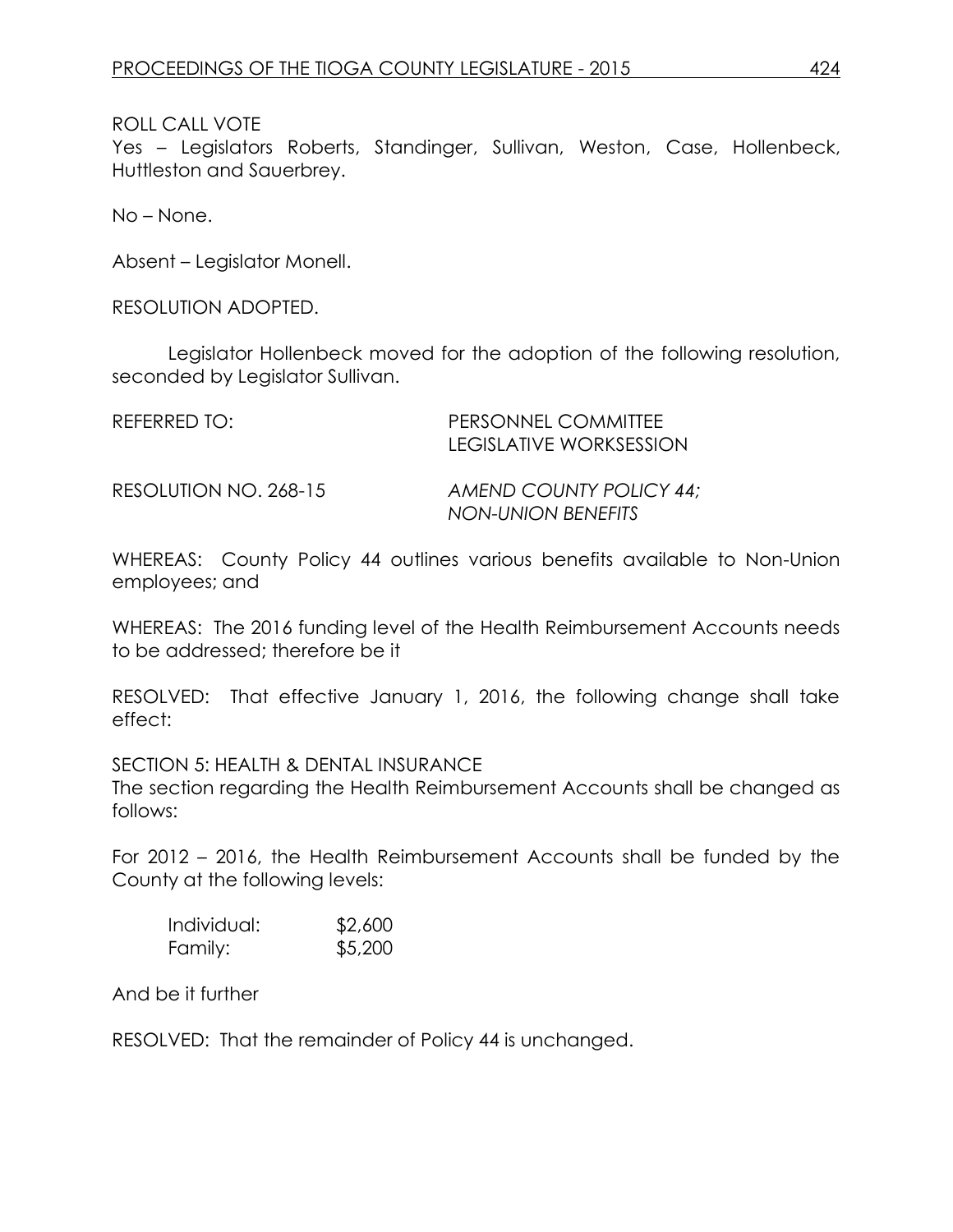ROLL CALL VOTE
Yes – Legislators Roberts, Standinger, Sullivan, Weston, Case, Hollenbeck, Huttleston and Sauerbrey.

No – None.

Absent – Legislator Monell.

RESOLUTION ADOPTED.

Legislator Hollenbeck moved for the adoption of the following resolution, seconded by Legislator Sullivan.

REFERRED TO: PERSONNEL COMMITTEE
LEGISLATIVE WORKSESSION

RESOLUTION NO. 268-15 *AMEND COUNTY POLICY 44; NON-UNION BENEFITS*

WHEREAS: County Policy 44 outlines various benefits available to Non-Union employees; and

WHEREAS: The 2016 funding level of the Health Reimbursement Accounts needs to be addressed; therefore be it

RESOLVED: That effective January 1, 2016, the following change shall take effect:

SECTION 5: HEALTH & DENTAL INSURANCE
The section regarding the Health Reimbursement Accounts shall be changed as follows:

For 2012 – 2016, the Health Reimbursement Accounts shall be funded by the County at the following levels:

Individual: $2,600
Family: $5,200

And be it further

RESOLVED: That the remainder of Policy 44 is unchanged.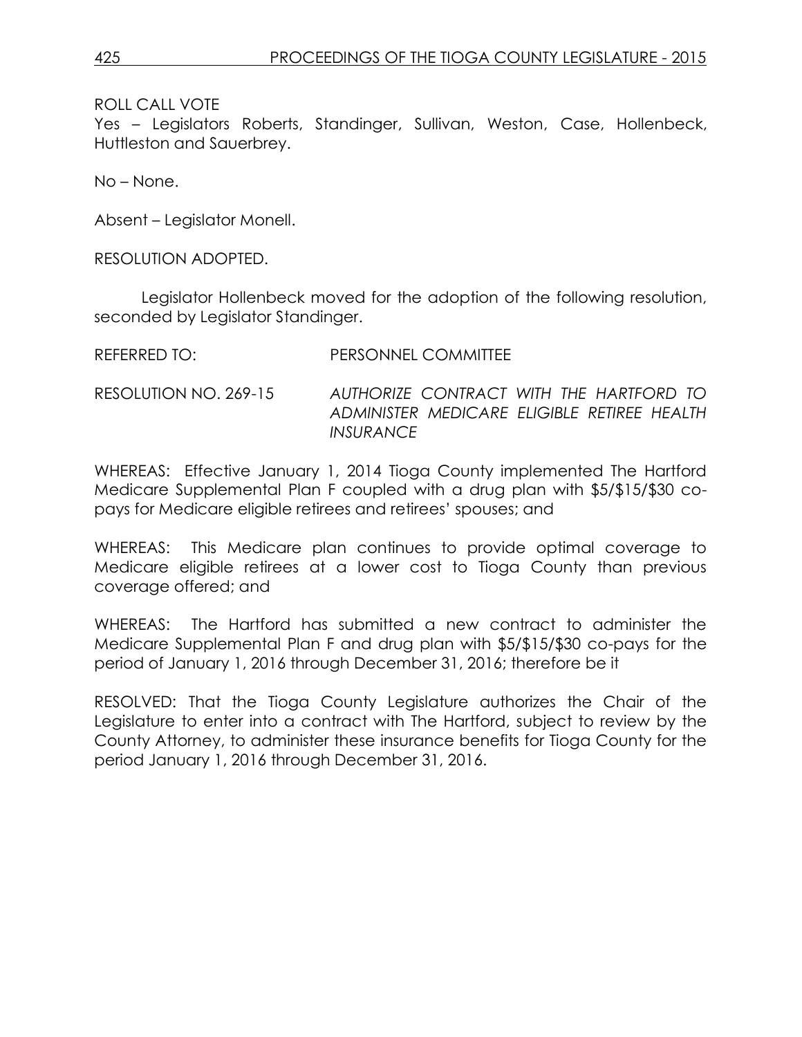ROLL CALL VOTE

Yes – Legislators Roberts, Standinger, Sullivan, Weston, Case, Hollenbeck, Huttleston and Sauerbrey.

No – None.

Absent – Legislator Monell.

RESOLUTION ADOPTED.

Legislator Hollenbeck moved for the adoption of the following resolution, seconded by Legislator Standinger.

REFERRED TO: PERSONNEL COMMITTEE

RESOLUTION NO. 269-15 *AUTHORIZE CONTRACT WITH THE HARTFORD TO ADMINISTER MEDICARE ELIGIBLE RETIREE HEALTH INSURANCE*

WHEREAS: Effective January 1, 2014 Tioga County implemented The Hartford Medicare Supplemental Plan F coupled with a drug plan with $5/$15/$30 co-pays for Medicare eligible retirees and retirees' spouses; and

WHEREAS: This Medicare plan continues to provide optimal coverage to Medicare eligible retirees at a lower cost to Tioga County than previous coverage offered; and

WHEREAS: The Hartford has submitted a new contract to administer the Medicare Supplemental Plan F and drug plan with $5/$15/$30 co-pays for the period of January 1, 2016 through December 31, 2016; therefore be it

RESOLVED: That the Tioga County Legislature authorizes the Chair of the Legislature to enter into a contract with The Hartford, subject to review by the County Attorney, to administer these insurance benefits for Tioga County for the period January 1, 2016 through December 31, 2016.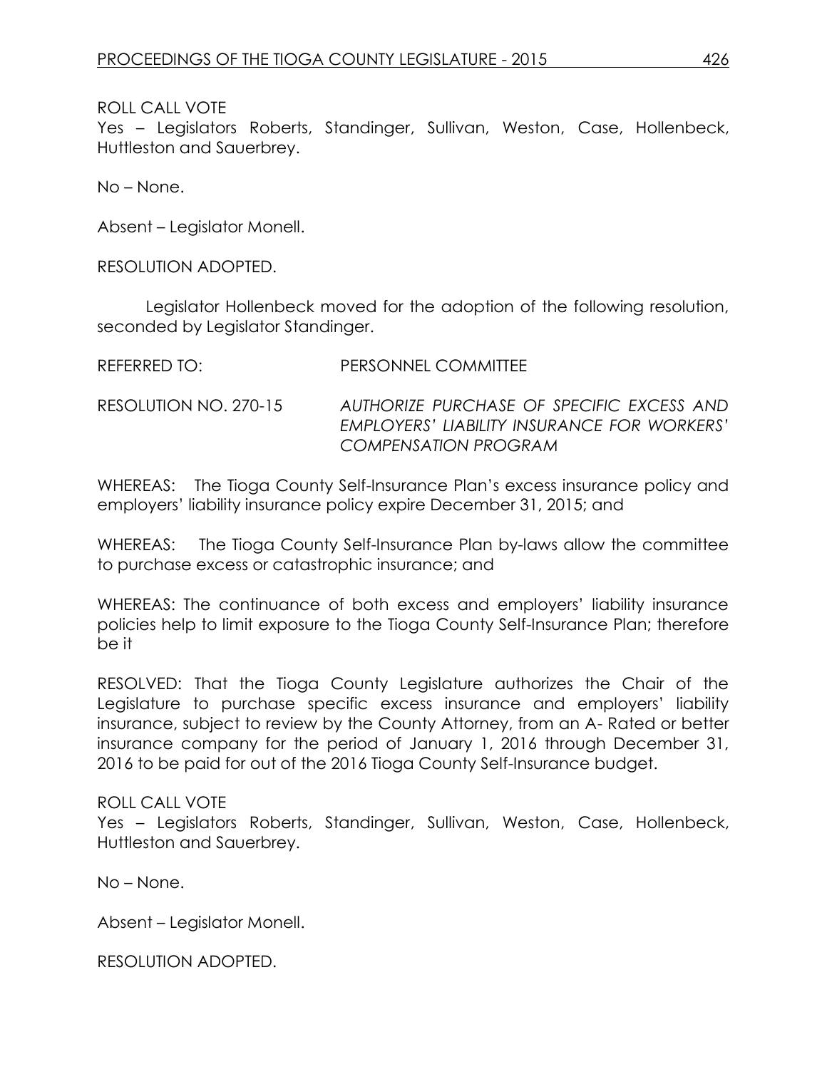ROLL CALL VOTE
Yes – Legislators Roberts, Standinger, Sullivan, Weston, Case, Hollenbeck, Huttleston and Sauerbrey.

No – None.

Absent – Legislator Monell.

RESOLUTION ADOPTED.

Legislator Hollenbeck moved for the adoption of the following resolution, seconded by Legislator Standinger.

REFERRED TO: PERSONNEL COMMITTEE

RESOLUTION NO. 270-15 *AUTHORIZE PURCHASE OF SPECIFIC EXCESS AND EMPLOYERS' LIABILITY INSURANCE FOR WORKERS' COMPENSATION PROGRAM*

WHEREAS: The Tioga County Self-Insurance Plan's excess insurance policy and employers' liability insurance policy expire December 31, 2015; and

WHEREAS: The Tioga County Self-Insurance Plan by-laws allow the committee to purchase excess or catastrophic insurance; and

WHEREAS: The continuance of both excess and employers' liability insurance policies help to limit exposure to the Tioga County Self-Insurance Plan; therefore be it

RESOLVED: That the Tioga County Legislature authorizes the Chair of the Legislature to purchase specific excess insurance and employers' liability insurance, subject to review by the County Attorney, from an A- Rated or better insurance company for the period of January 1, 2016 through December 31, 2016 to be paid for out of the 2016 Tioga County Self-Insurance budget.

ROLL CALL VOTE
Yes – Legislators Roberts, Standinger, Sullivan, Weston, Case, Hollenbeck, Huttleston and Sauerbrey.

No – None.

Absent – Legislator Monell.

RESOLUTION ADOPTED.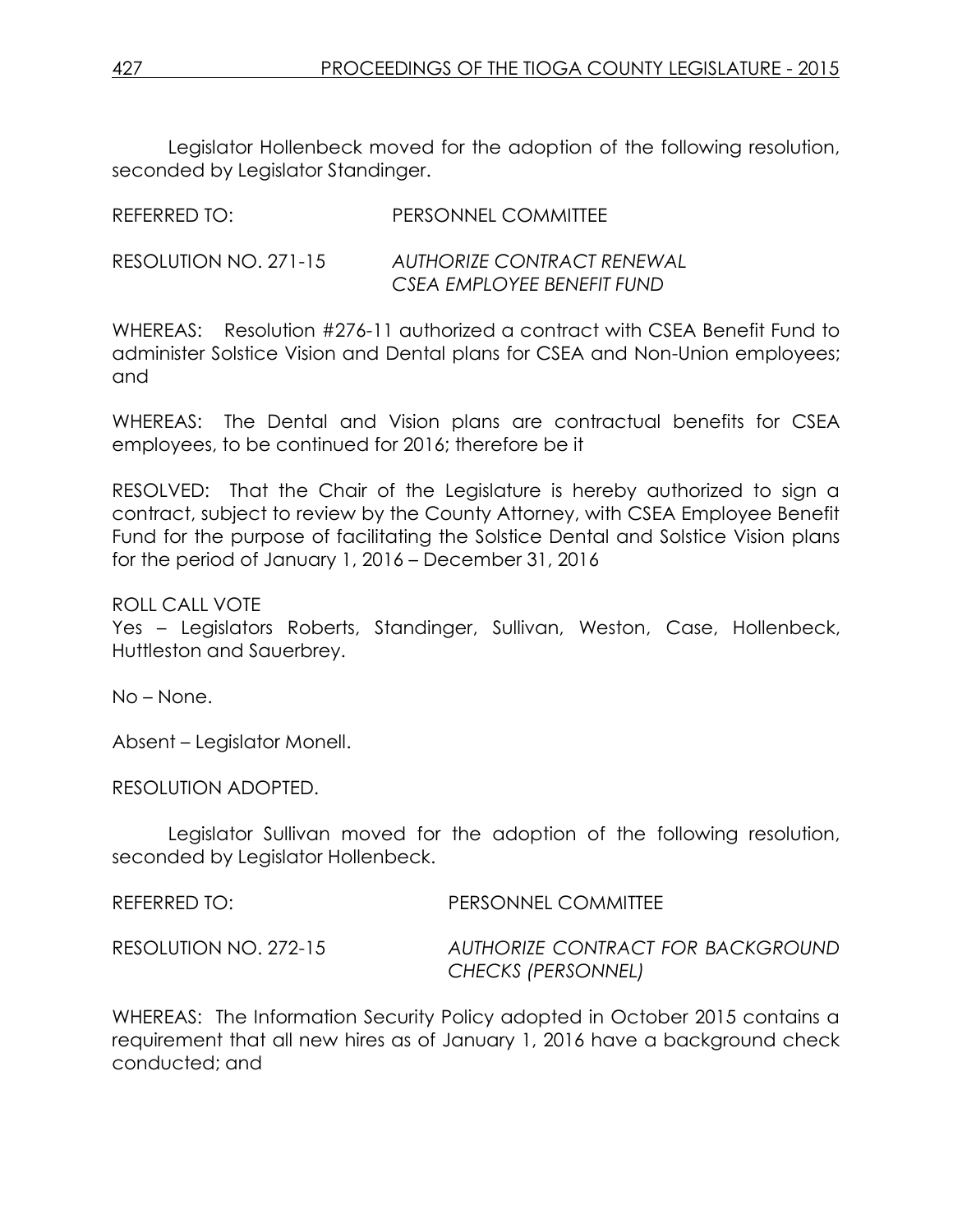Legislator Hollenbeck moved for the adoption of the following resolution, seconded by Legislator Standinger.

REFERRED TO: PERSONNEL COMMITTEE

RESOLUTION NO. 271-15 *AUTHORIZE CONTRACT RENEWAL CSEA EMPLOYEE BENEFIT FUND*

WHEREAS: Resolution #276-11 authorized a contract with CSEA Benefit Fund to administer Solstice Vision and Dental plans for CSEA and Non-Union employees; and

WHEREAS: The Dental and Vision plans are contractual benefits for CSEA employees, to be continued for 2016; therefore be it

RESOLVED: That the Chair of the Legislature is hereby authorized to sign a contract, subject to review by the County Attorney, with CSEA Employee Benefit Fund for the purpose of facilitating the Solstice Dental and Solstice Vision plans for the period of January 1, 2016 – December 31, 2016

ROLL CALL VOTE
Yes – Legislators Roberts, Standinger, Sullivan, Weston, Case, Hollenbeck, Huttleston and Sauerbrey.

No – None.

Absent – Legislator Monell.

RESOLUTION ADOPTED.

Legislator Sullivan moved for the adoption of the following resolution, seconded by Legislator Hollenbeck.

REFERRED TO: PERSONNEL COMMITTEE

RESOLUTION NO. 272-15 *AUTHORIZE CONTRACT FOR BACKGROUND CHECKS (PERSONNEL)*

WHEREAS: The Information Security Policy adopted in October 2015 contains a requirement that all new hires as of January 1, 2016 have a background check conducted; and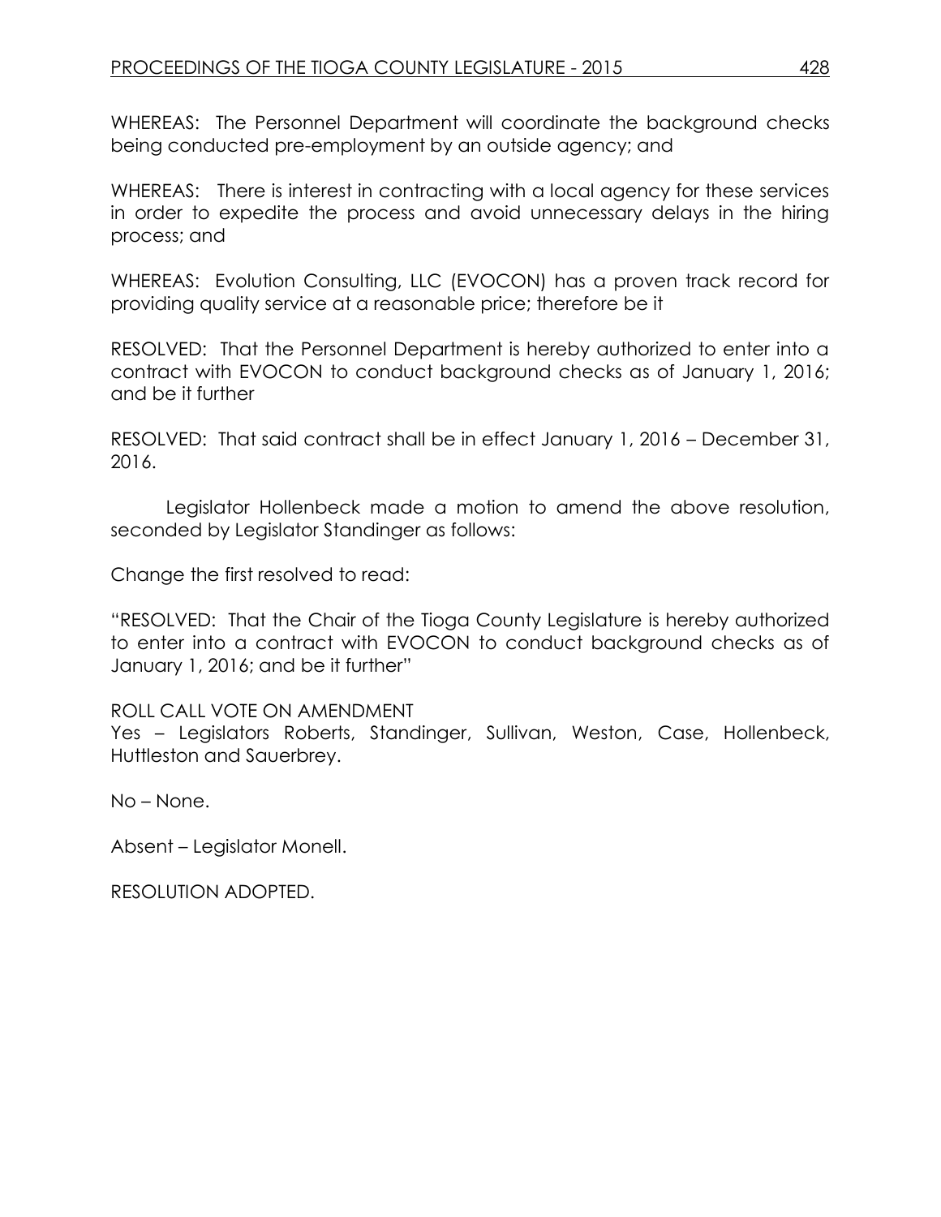WHEREAS: The Personnel Department will coordinate the background checks being conducted pre-employment by an outside agency; and

WHEREAS: There is interest in contracting with a local agency for these services in order to expedite the process and avoid unnecessary delays in the hiring process; and

WHEREAS: Evolution Consulting, LLC (EVOCON) has a proven track record for providing quality service at a reasonable price; therefore be it

RESOLVED: That the Personnel Department is hereby authorized to enter into a contract with EVOCON to conduct background checks as of January 1, 2016; and be it further

RESOLVED: That said contract shall be in effect January 1, 2016 – December 31, 2016.

Legislator Hollenbeck made a motion to amend the above resolution, seconded by Legislator Standinger as follows:

Change the first resolved to read:

"RESOLVED: That the Chair of the Tioga County Legislature is hereby authorized to enter into a contract with EVOCON to conduct background checks as of January 1, 2016; and be it further"

ROLL CALL VOTE ON AMENDMENT
Yes – Legislators Roberts, Standinger, Sullivan, Weston, Case, Hollenbeck, Huttleston and Sauerbrey.

No – None.

Absent – Legislator Monell.

RESOLUTION ADOPTED.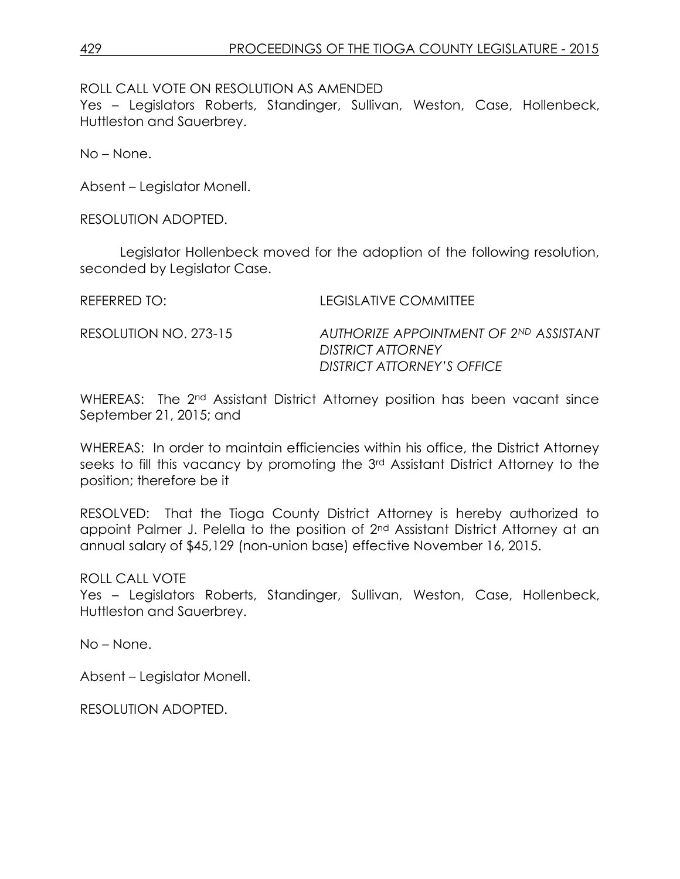ROLL CALL VOTE ON RESOLUTION AS AMENDED
Yes – Legislators Roberts, Standinger, Sullivan, Weston, Case, Hollenbeck, Huttleston and Sauerbrey.

No – None.

Absent – Legislator Monell.

RESOLUTION ADOPTED.

Legislator Hollenbeck moved for the adoption of the following resolution, seconded by Legislator Case.

REFERRED TO: LEGISLATIVE COMMITTEE

RESOLUTION NO. 273-15 *AUTHORIZE APPOINTMENT OF 2ND ASSISTANT DISTRICT ATTORNEY*
*DISTRICT ATTORNEY'S OFFICE*

WHEREAS: The 2nd Assistant District Attorney position has been vacant since September 21, 2015; and

WHEREAS: In order to maintain efficiencies within his office, the District Attorney seeks to fill this vacancy by promoting the 3rd Assistant District Attorney to the position; therefore be it

RESOLVED: That the Tioga County District Attorney is hereby authorized to appoint Palmer J. Pelella to the position of 2nd Assistant District Attorney at an annual salary of $45,129 (non-union base) effective November 16, 2015.

ROLL CALL VOTE
Yes – Legislators Roberts, Standinger, Sullivan, Weston, Case, Hollenbeck, Huttleston and Sauerbrey.

No – None.

Absent – Legislator Monell.

RESOLUTION ADOPTED.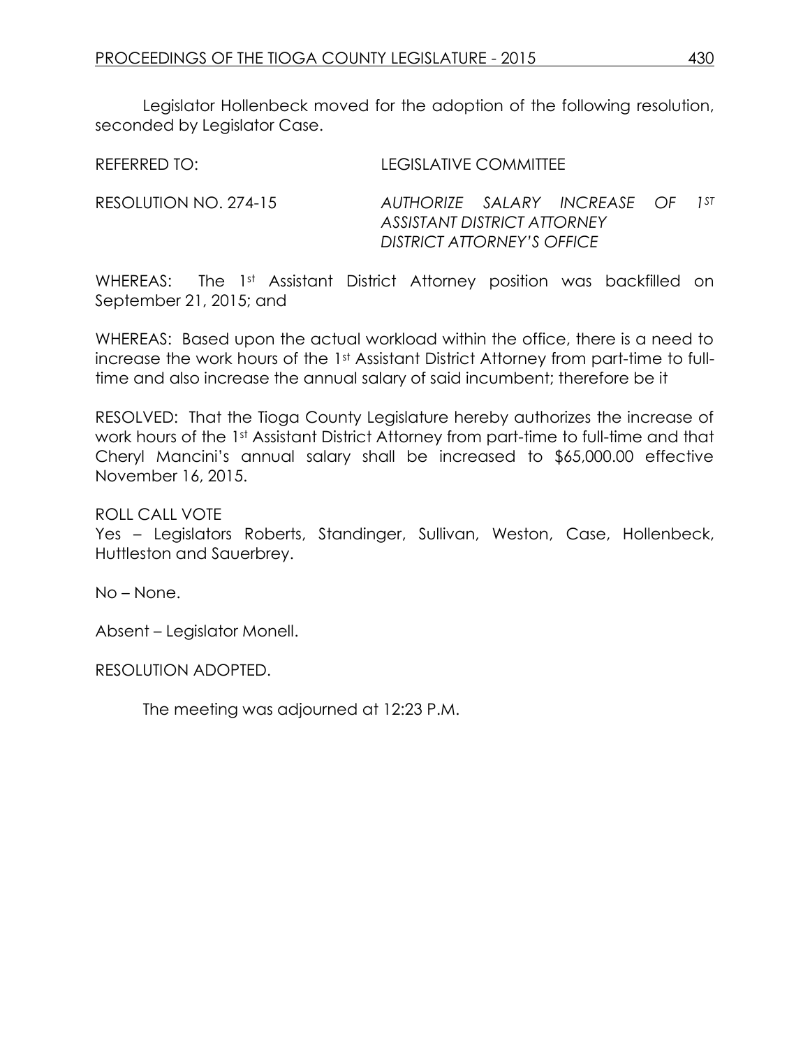Legislator Hollenbeck moved for the adoption of the following resolution, seconded by Legislator Case.

REFERRED TO: LEGISLATIVE COMMITTEE

RESOLUTION NO. 274-15 *AUTHORIZE SALARY INCREASE OF 1ST ASSISTANT DISTRICT ATTORNEY DISTRICT ATTORNEY'S OFFICE*

WHEREAS: The 1st Assistant District Attorney position was backfilled on September 21, 2015; and

WHEREAS: Based upon the actual workload within the office, there is a need to increase the work hours of the 1st Assistant District Attorney from part-time to full-time and also increase the annual salary of said incumbent; therefore be it

RESOLVED: That the Tioga County Legislature hereby authorizes the increase of work hours of the 1st Assistant District Attorney from part-time to full-time and that Cheryl Mancini's annual salary shall be increased to $65,000.00 effective November 16, 2015.

ROLL CALL VOTE
Yes – Legislators Roberts, Standinger, Sullivan, Weston, Case, Hollenbeck, Huttleston and Sauerbrey.

No – None.

Absent – Legislator Monell.

RESOLUTION ADOPTED.

The meeting was adjourned at 12:23 P.M.